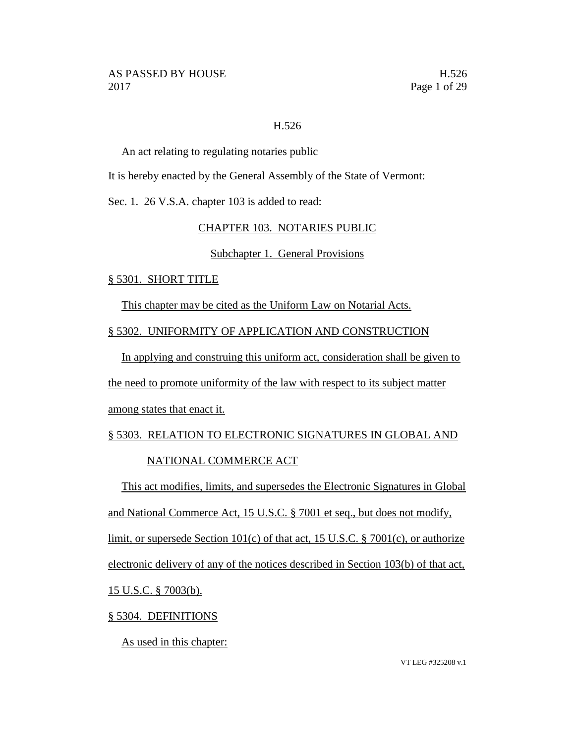# H.526

An act relating to regulating notaries public

It is hereby enacted by the General Assembly of the State of Vermont:

Sec. 1. 26 V.S.A. chapter 103 is added to read:

## CHAPTER 103. NOTARIES PUBLIC

### Subchapter 1. General Provisions

§ 5301. SHORT TITLE

This chapter may be cited as the Uniform Law on Notarial Acts.

§ 5302. UNIFORMITY OF APPLICATION AND CONSTRUCTION

In applying and construing this uniform act, consideration shall be given to the need to promote uniformity of the law with respect to its subject matter among states that enact it.

§ 5303. RELATION TO ELECTRONIC SIGNATURES IN GLOBAL AND NATIONAL COMMERCE ACT

This act modifies, limits, and supersedes the Electronic Signatures in Global and National Commerce Act, 15 U.S.C. § 7001 et seq., but does not modify, limit, or supersede Section 101(c) of that act, 15 U.S.C. § 7001(c), or authorize electronic delivery of any of the notices described in Section 103(b) of that act, 15 U.S.C. § 7003(b).

§ 5304. DEFINITIONS

As used in this chapter: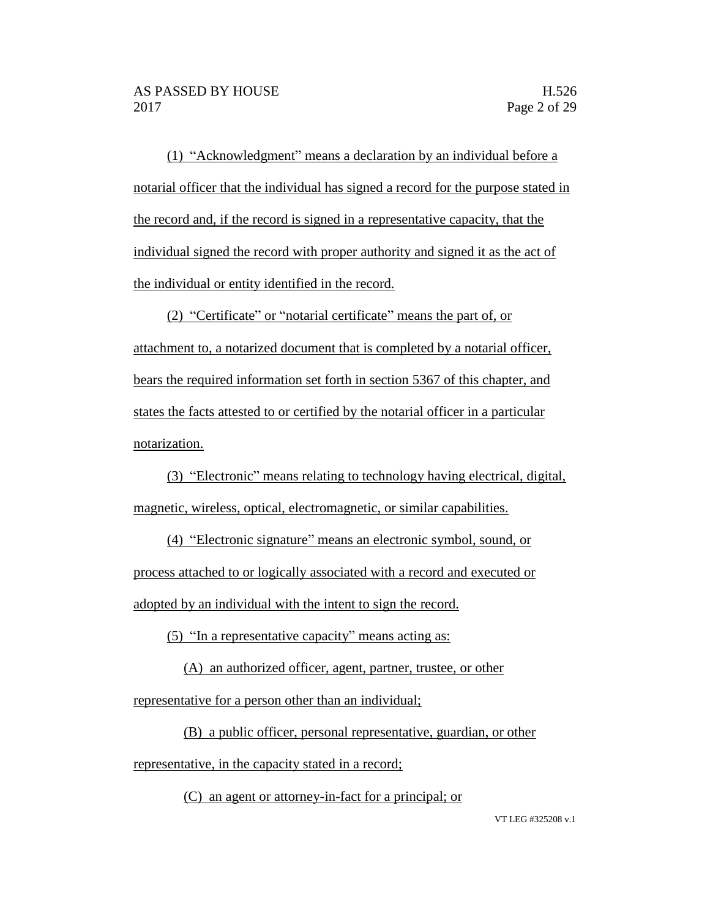(1) "Acknowledgment" means a declaration by an individual before a notarial officer that the individual has signed a record for the purpose stated in the record and, if the record is signed in a representative capacity, that the individual signed the record with proper authority and signed it as the act of the individual or entity identified in the record.

(2) "Certificate" or "notarial certificate" means the part of, or attachment to, a notarized document that is completed by a notarial officer, bears the required information set forth in section 5367 of this chapter, and states the facts attested to or certified by the notarial officer in a particular notarization.

(3) "Electronic" means relating to technology having electrical, digital, magnetic, wireless, optical, electromagnetic, or similar capabilities.

(4) "Electronic signature" means an electronic symbol, sound, or process attached to or logically associated with a record and executed or adopted by an individual with the intent to sign the record.

(5) "In a representative capacity" means acting as:

(A) an authorized officer, agent, partner, trustee, or other representative for a person other than an individual;

(B) a public officer, personal representative, guardian, or other representative, in the capacity stated in a record;

(C) an agent or attorney-in-fact for a principal; or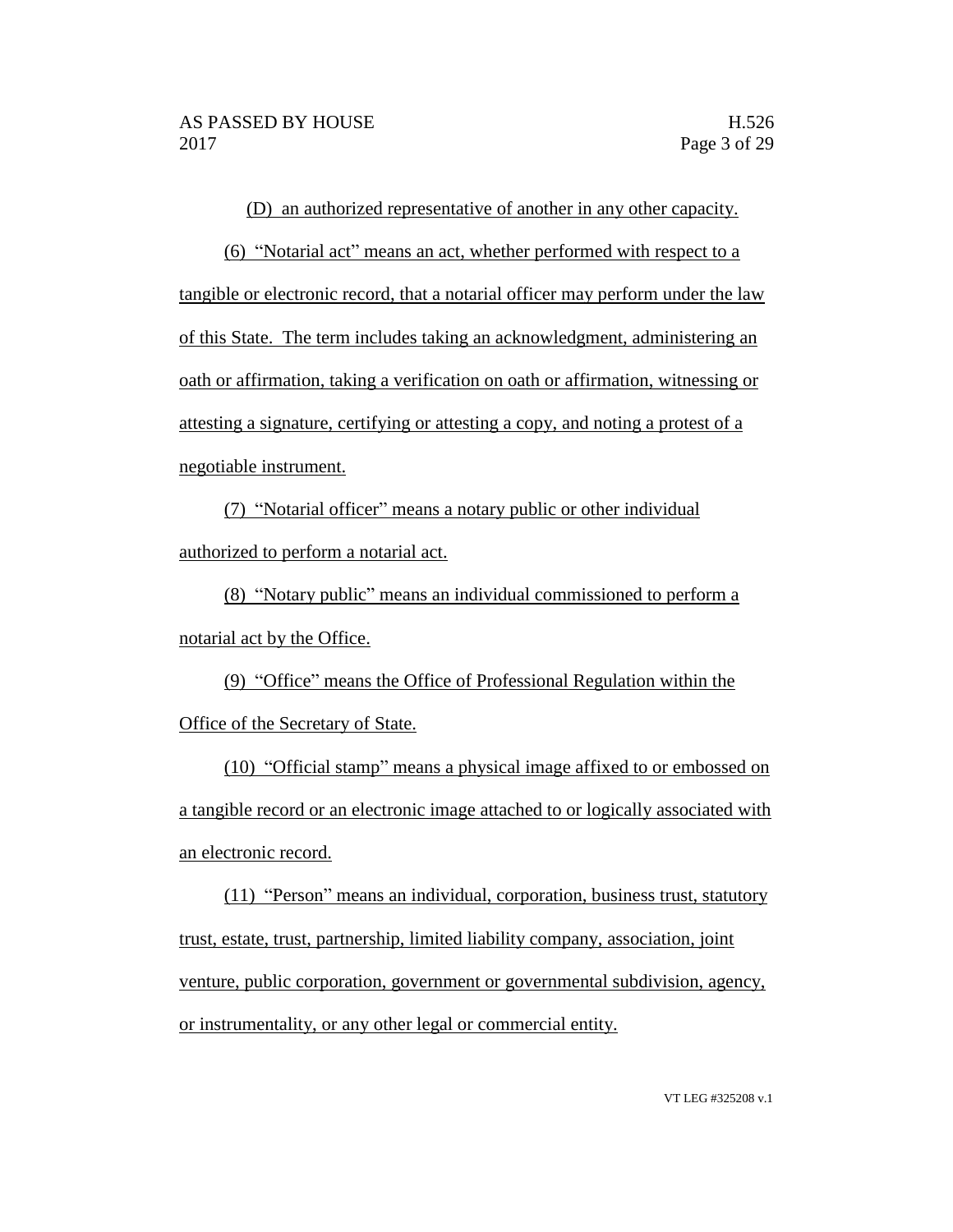(D) an authorized representative of another in any other capacity.

(6) "Notarial act" means an act, whether performed with respect to a tangible or electronic record, that a notarial officer may perform under the law of this State. The term includes taking an acknowledgment, administering an oath or affirmation, taking a verification on oath or affirmation, witnessing or attesting a signature, certifying or attesting a copy, and noting a protest of a negotiable instrument.

(7) "Notarial officer" means a notary public or other individual authorized to perform a notarial act.

(8) "Notary public" means an individual commissioned to perform a notarial act by the Office.

(9) "Office" means the Office of Professional Regulation within the Office of the Secretary of State.

(10) "Official stamp" means a physical image affixed to or embossed on a tangible record or an electronic image attached to or logically associated with an electronic record.

(11) "Person" means an individual, corporation, business trust, statutory trust, estate, trust, partnership, limited liability company, association, joint venture, public corporation, government or governmental subdivision, agency, or instrumentality, or any other legal or commercial entity.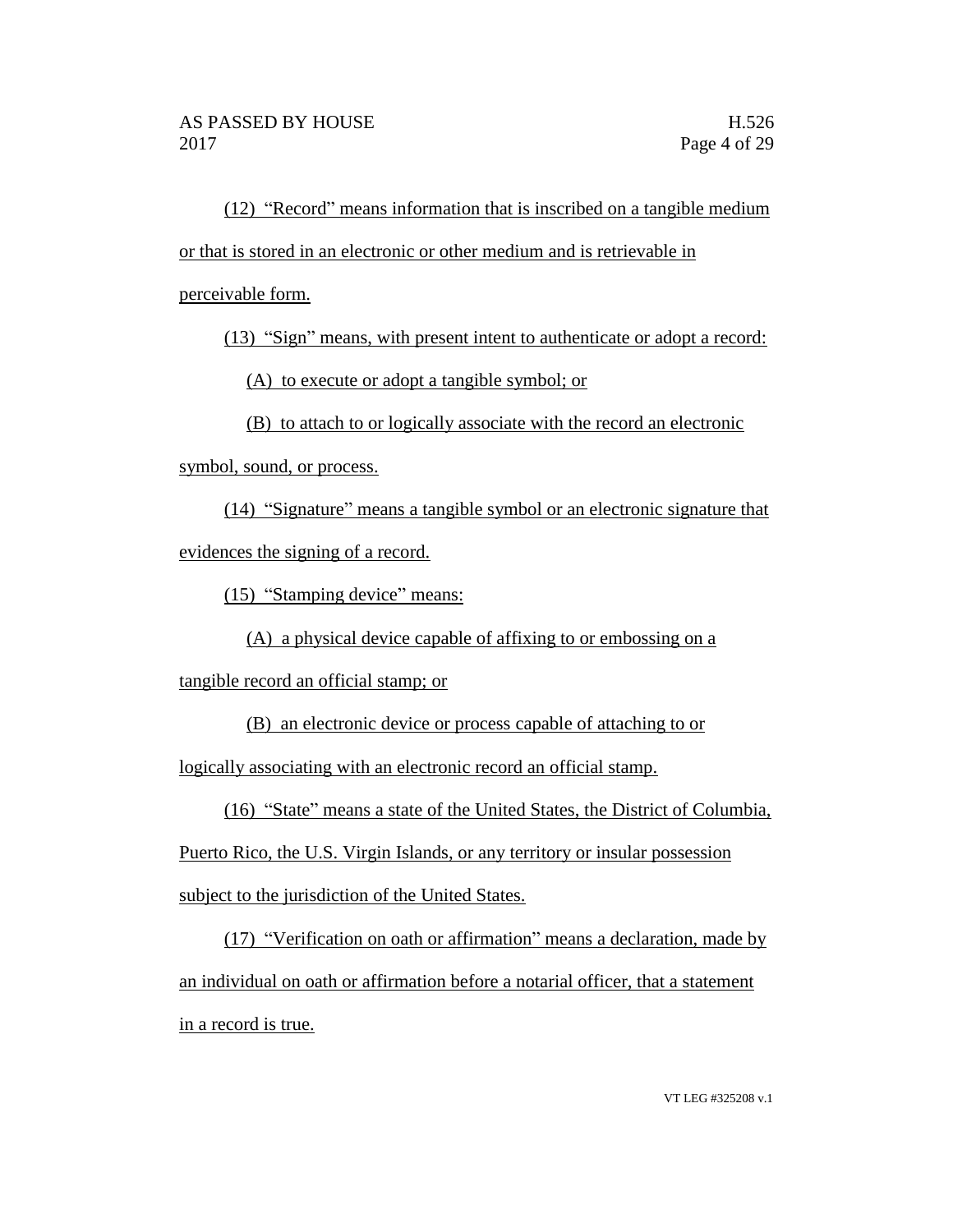(12) "Record" means information that is inscribed on a tangible medium or that is stored in an electronic or other medium and is retrievable in perceivable form.

(13) "Sign" means, with present intent to authenticate or adopt a record:

(A) to execute or adopt a tangible symbol; or

(B) to attach to or logically associate with the record an electronic symbol, sound, or process.

(14) "Signature" means a tangible symbol or an electronic signature that evidences the signing of a record.

(15) "Stamping device" means:

(A) a physical device capable of affixing to or embossing on a tangible record an official stamp; or

(B) an electronic device or process capable of attaching to or logically associating with an electronic record an official stamp.

(16) "State" means a state of the United States, the District of Columbia, Puerto Rico, the U.S. Virgin Islands, or any territory or insular possession subject to the jurisdiction of the United States.

(17) "Verification on oath or affirmation" means a declaration, made by an individual on oath or affirmation before a notarial officer, that a statement in a record is true.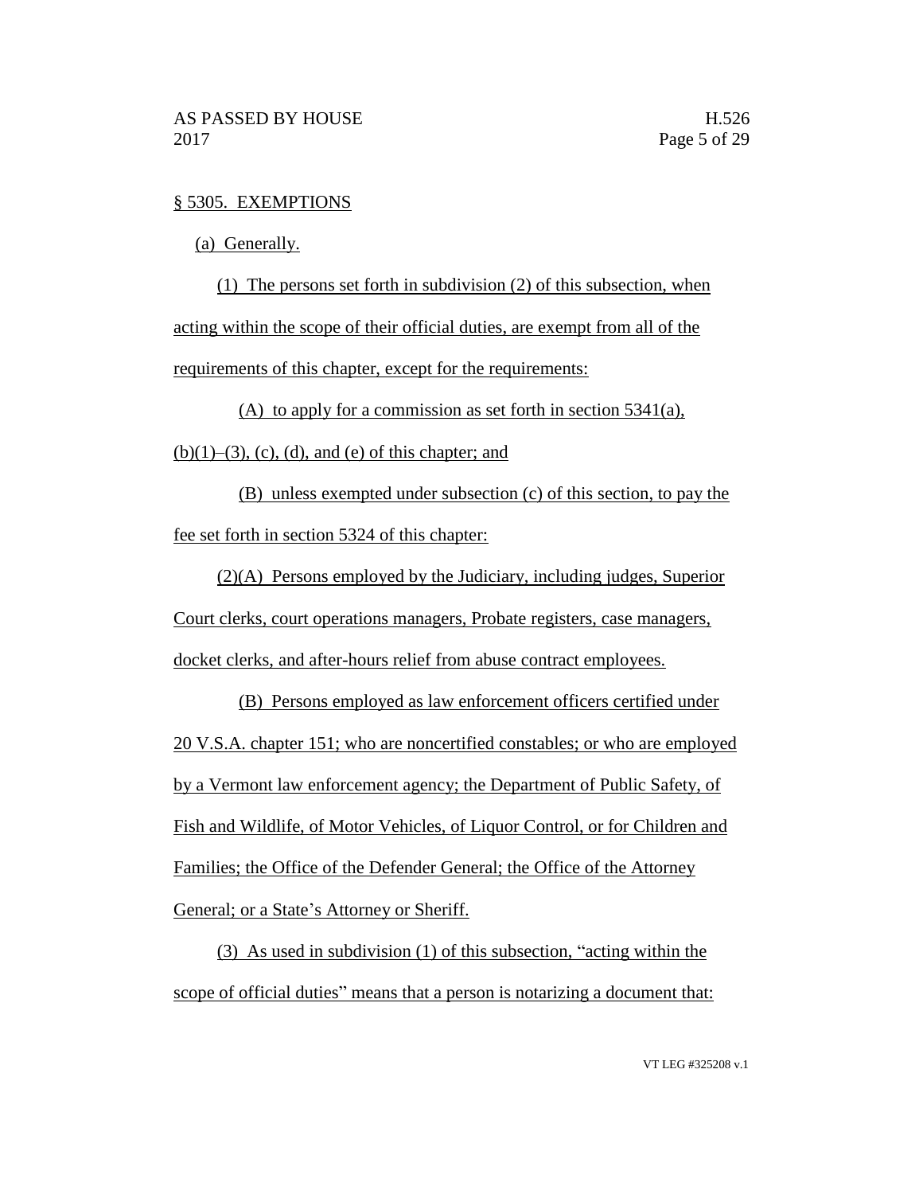§ 5305. EXEMPTIONS

(a) Generally.

(1) The persons set forth in subdivision (2) of this subsection, when acting within the scope of their official duties, are exempt from all of the requirements of this chapter, except for the requirements:

(A) to apply for a commission as set forth in section 5341(a), (b)(1)–(3), (c), (d), and (e) of this chapter; and

(B) unless exempted under subsection (c) of this section, to pay the fee set forth in section 5324 of this chapter:

(2)(A) Persons employed by the Judiciary, including judges, Superior Court clerks, court operations managers, Probate registers, case managers, docket clerks, and after-hours relief from abuse contract employees.

(B) Persons employed as law enforcement officers certified under 20 V.S.A. chapter 151; who are noncertified constables; or who are employed by a Vermont law enforcement agency; the Department of Public Safety, of Fish and Wildlife, of Motor Vehicles, of Liquor Control, or for Children and Families; the Office of the Defender General; the Office of the Attorney General; or a State's Attorney or Sheriff.

(3) As used in subdivision (1) of this subsection, "acting within the scope of official duties" means that a person is notarizing a document that: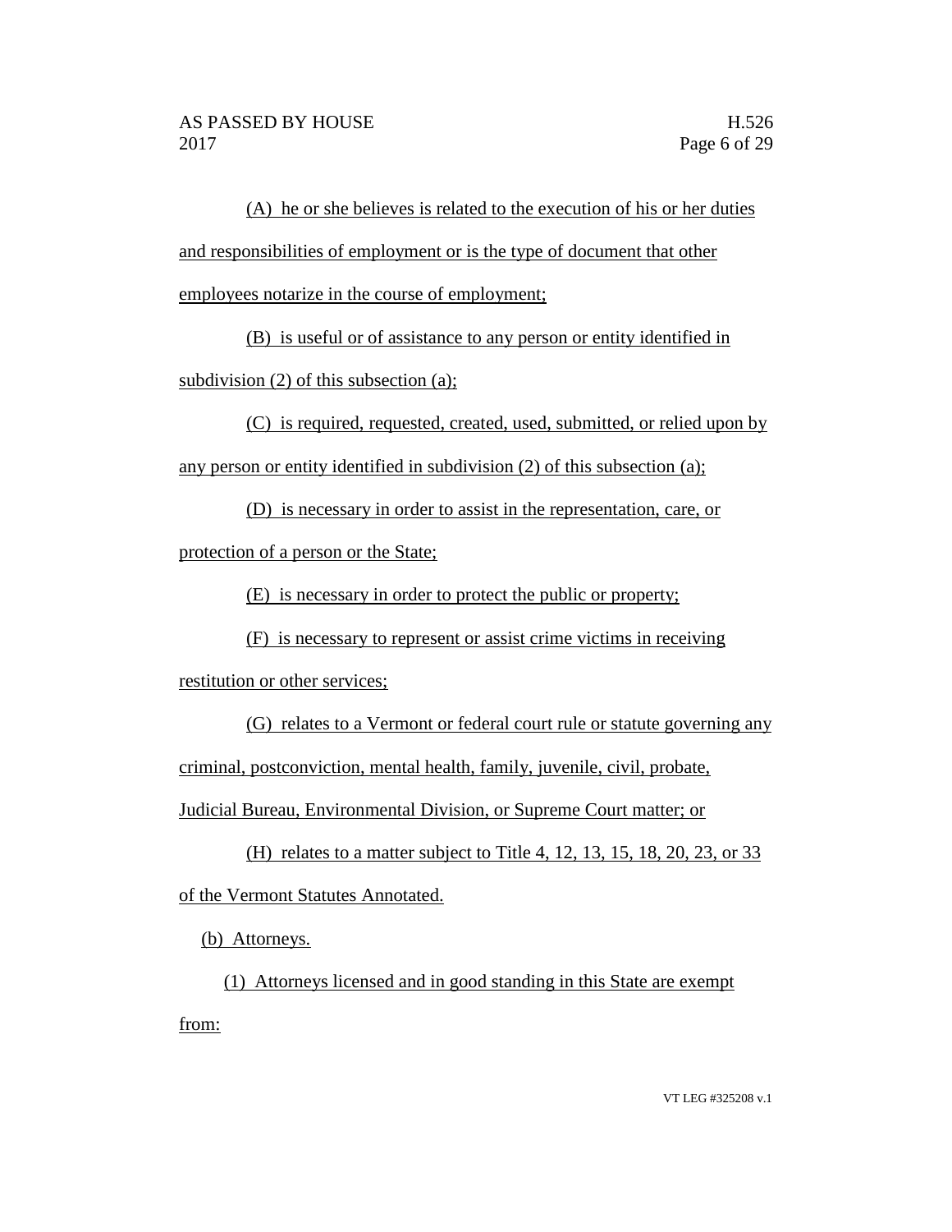(A) he or she believes is related to the execution of his or her duties and responsibilities of employment or is the type of document that other employees notarize in the course of employment;

(B) is useful or of assistance to any person or entity identified in subdivision (2) of this subsection (a);

(C) is required, requested, created, used, submitted, or relied upon by any person or entity identified in subdivision (2) of this subsection (a);

(D) is necessary in order to assist in the representation, care, or protection of a person or the State;

(E) is necessary in order to protect the public or property;

(F) is necessary to represent or assist crime victims in receiving restitution or other services;

(G) relates to a Vermont or federal court rule or statute governing any criminal, postconviction, mental health, family, juvenile, civil, probate, Judicial Bureau, Environmental Division, or Supreme Court matter; or

(H) relates to a matter subject to Title 4, 12, 13, 15, 18, 20, 23, or 33 of the Vermont Statutes Annotated.

(b) Attorneys.

(1) Attorneys licensed and in good standing in this State are exempt from: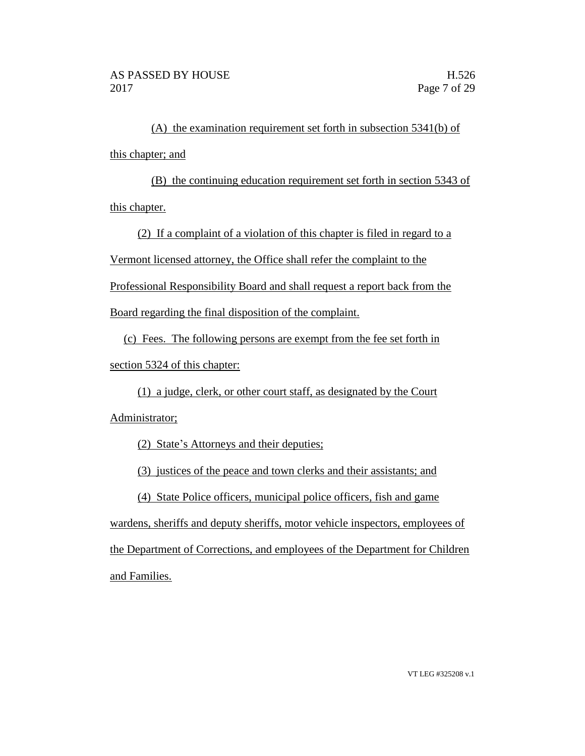(A) the examination requirement set forth in subsection 5341(b) of this chapter; and

(B) the continuing education requirement set forth in section 5343 of this chapter.

(2) If a complaint of a violation of this chapter is filed in regard to a Vermont licensed attorney, the Office shall refer the complaint to the Professional Responsibility Board and shall request a report back from the Board regarding the final disposition of the complaint.

(c) Fees. The following persons are exempt from the fee set forth in section 5324 of this chapter:

(1) a judge, clerk, or other court staff, as designated by the Court Administrator;

(2) State's Attorneys and their deputies;

(3) justices of the peace and town clerks and their assistants; and

(4) State Police officers, municipal police officers, fish and game wardens, sheriffs and deputy sheriffs, motor vehicle inspectors, employees of the Department of Corrections, and employees of the Department for Children and Families.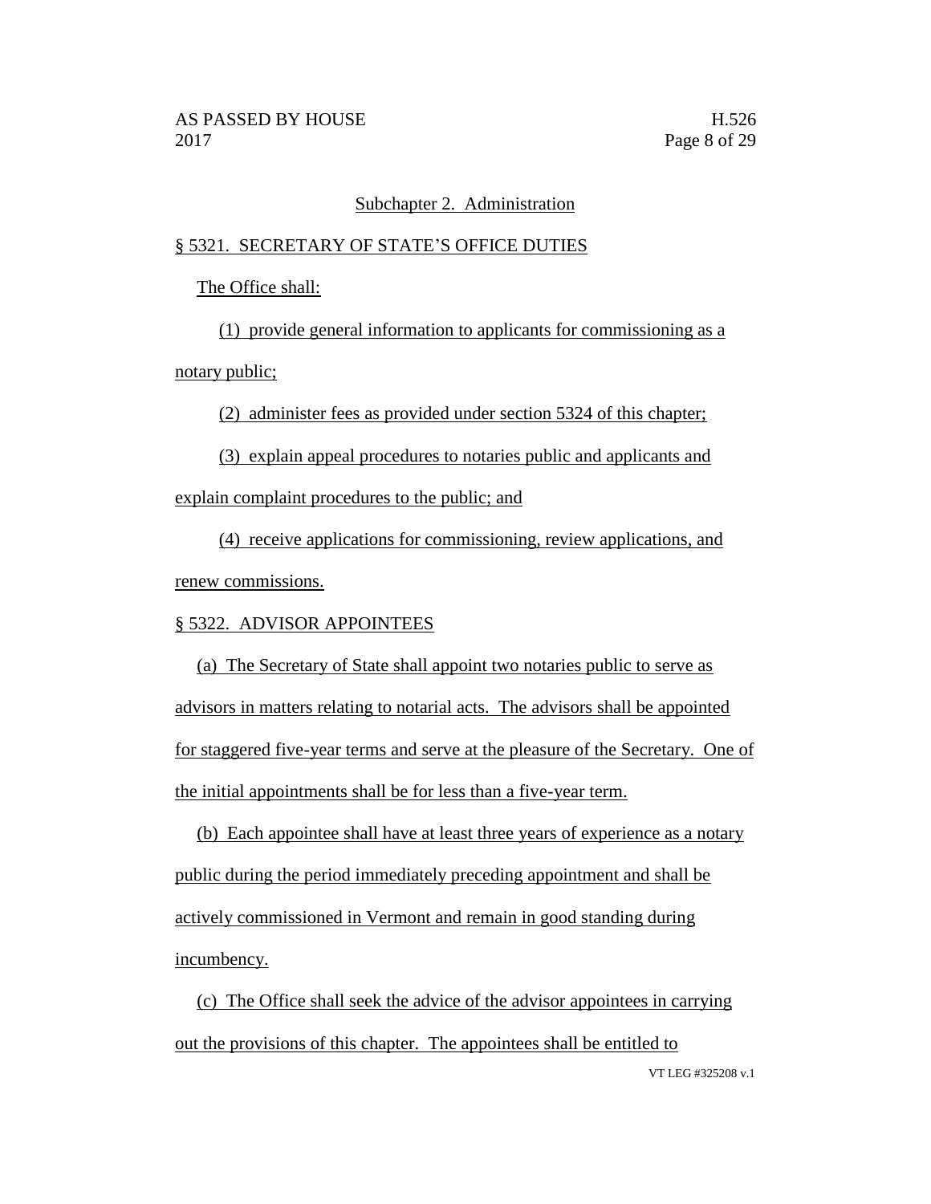Subchapter 2. Administration

§ 5321. SECRETARY OF STATE'S OFFICE DUTIES

The Office shall:

(1) provide general information to applicants for commissioning as a notary public;

(2) administer fees as provided under section 5324 of this chapter;

(3) explain appeal procedures to notaries public and applicants and explain complaint procedures to the public; and

(4) receive applications for commissioning, review applications, and renew commissions.

§ 5322. ADVISOR APPOINTEES

(a) The Secretary of State shall appoint two notaries public to serve as advisors in matters relating to notarial acts. The advisors shall be appointed for staggered five-year terms and serve at the pleasure of the Secretary. One of the initial appointments shall be for less than a five-year term.

(b) Each appointee shall have at least three years of experience as a notary public during the period immediately preceding appointment and shall be actively commissioned in Vermont and remain in good standing during incumbency.

(c) The Office shall seek the advice of the advisor appointees in carrying out the provisions of this chapter. The appointees shall be entitled to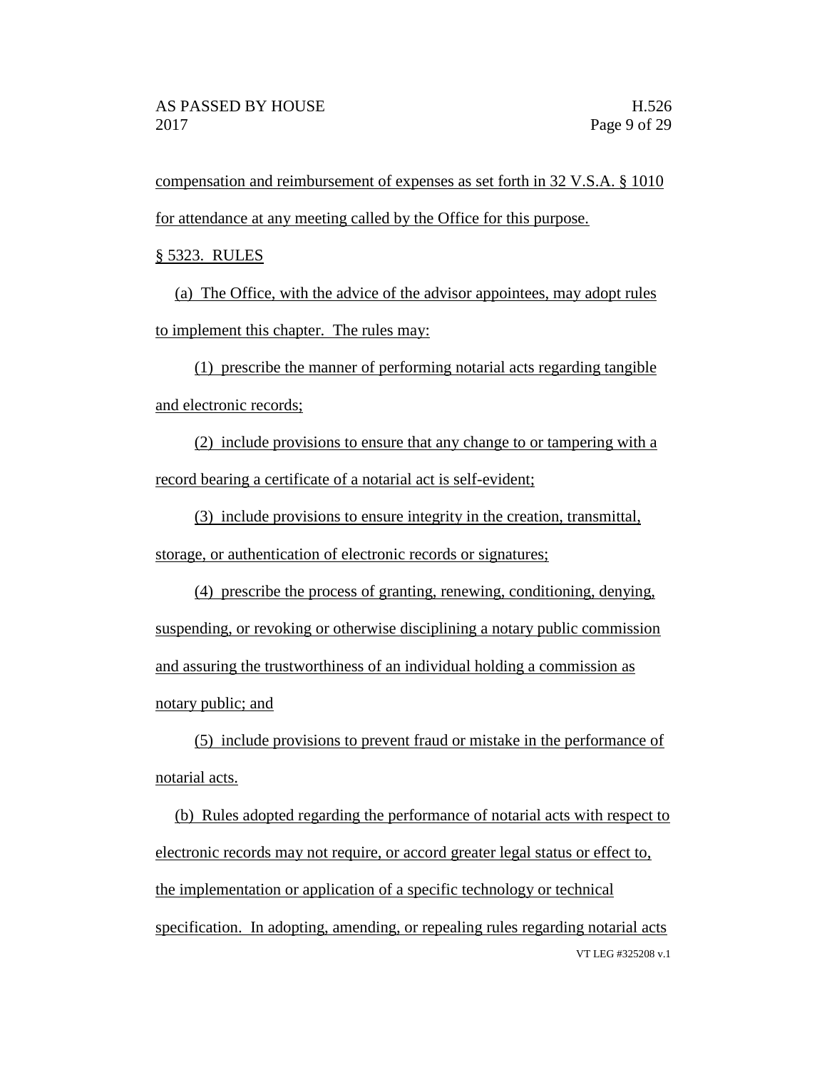compensation and reimbursement of expenses as set forth in 32 V.S.A. § 1010 for attendance at any meeting called by the Office for this purpose.

§ 5323. RULES

(a) The Office, with the advice of the advisor appointees, may adopt rules to implement this chapter. The rules may:

(1) prescribe the manner of performing notarial acts regarding tangible and electronic records;

(2) include provisions to ensure that any change to or tampering with a record bearing a certificate of a notarial act is self-evident;

(3) include provisions to ensure integrity in the creation, transmittal, storage, or authentication of electronic records or signatures;

(4) prescribe the process of granting, renewing, conditioning, denying, suspending, or revoking or otherwise disciplining a notary public commission and assuring the trustworthiness of an individual holding a commission as notary public; and

(5) include provisions to prevent fraud or mistake in the performance of notarial acts.

(b) Rules adopted regarding the performance of notarial acts with respect to electronic records may not require, or accord greater legal status or effect to, the implementation or application of a specific technology or technical specification. In adopting, amending, or repealing rules regarding notarial acts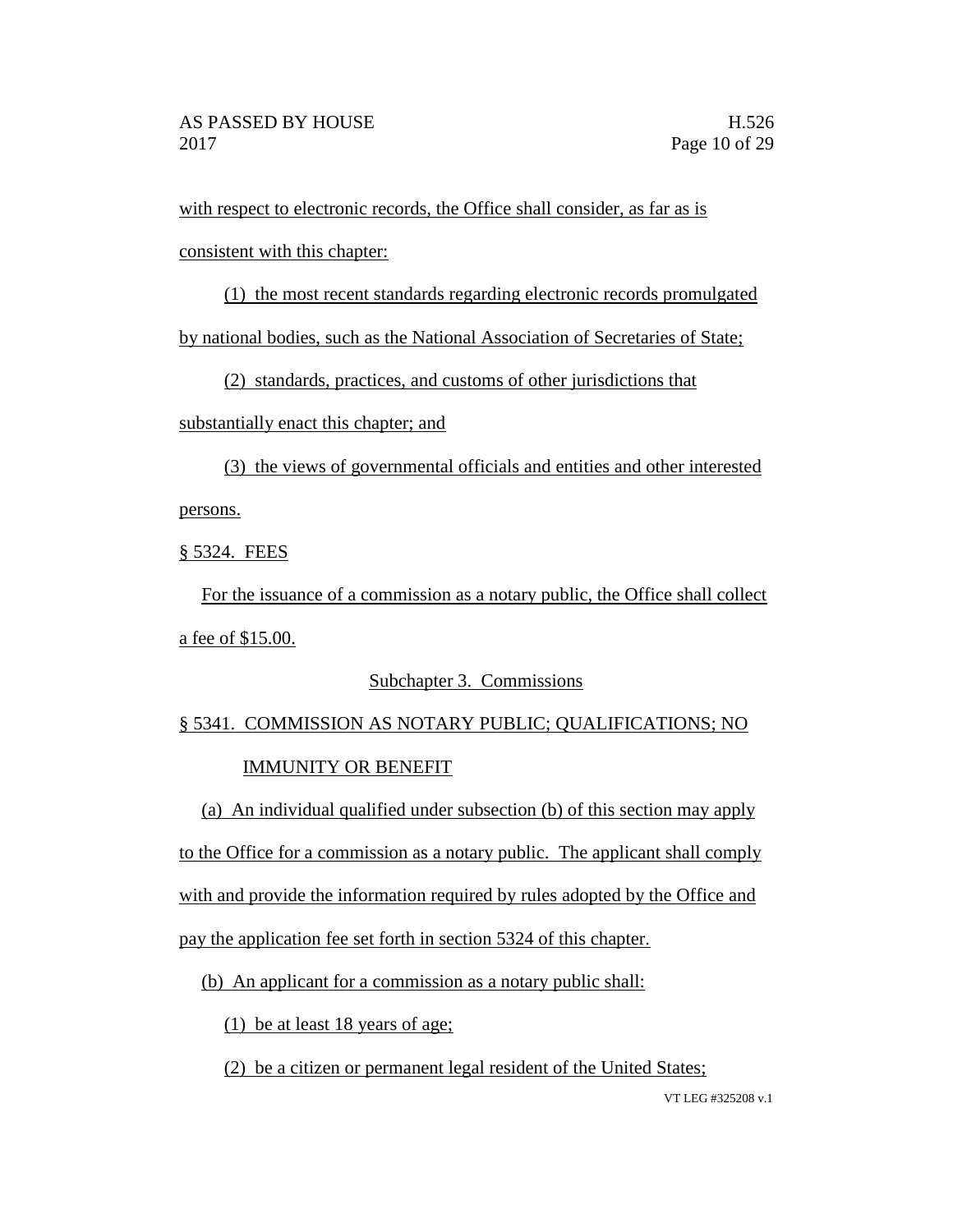with respect to electronic records, the Office shall consider, as far as is consistent with this chapter:

(1) the most recent standards regarding electronic records promulgated by national bodies, such as the National Association of Secretaries of State;

(2) standards, practices, and customs of other jurisdictions that substantially enact this chapter; and

(3) the views of governmental officials and entities and other interested persons.

§ 5324. FEES

For the issuance of a commission as a notary public, the Office shall collect a fee of $15.00.

Subchapter 3. Commissions

§ 5341. COMMISSION AS NOTARY PUBLIC; QUALIFICATIONS; NO IMMUNITY OR BENEFIT

(a) An individual qualified under subsection (b) of this section may apply to the Office for a commission as a notary public. The applicant shall comply with and provide the information required by rules adopted by the Office and pay the application fee set forth in section 5324 of this chapter.

(b) An applicant for a commission as a notary public shall:

(1) be at least 18 years of age;

(2) be a citizen or permanent legal resident of the United States;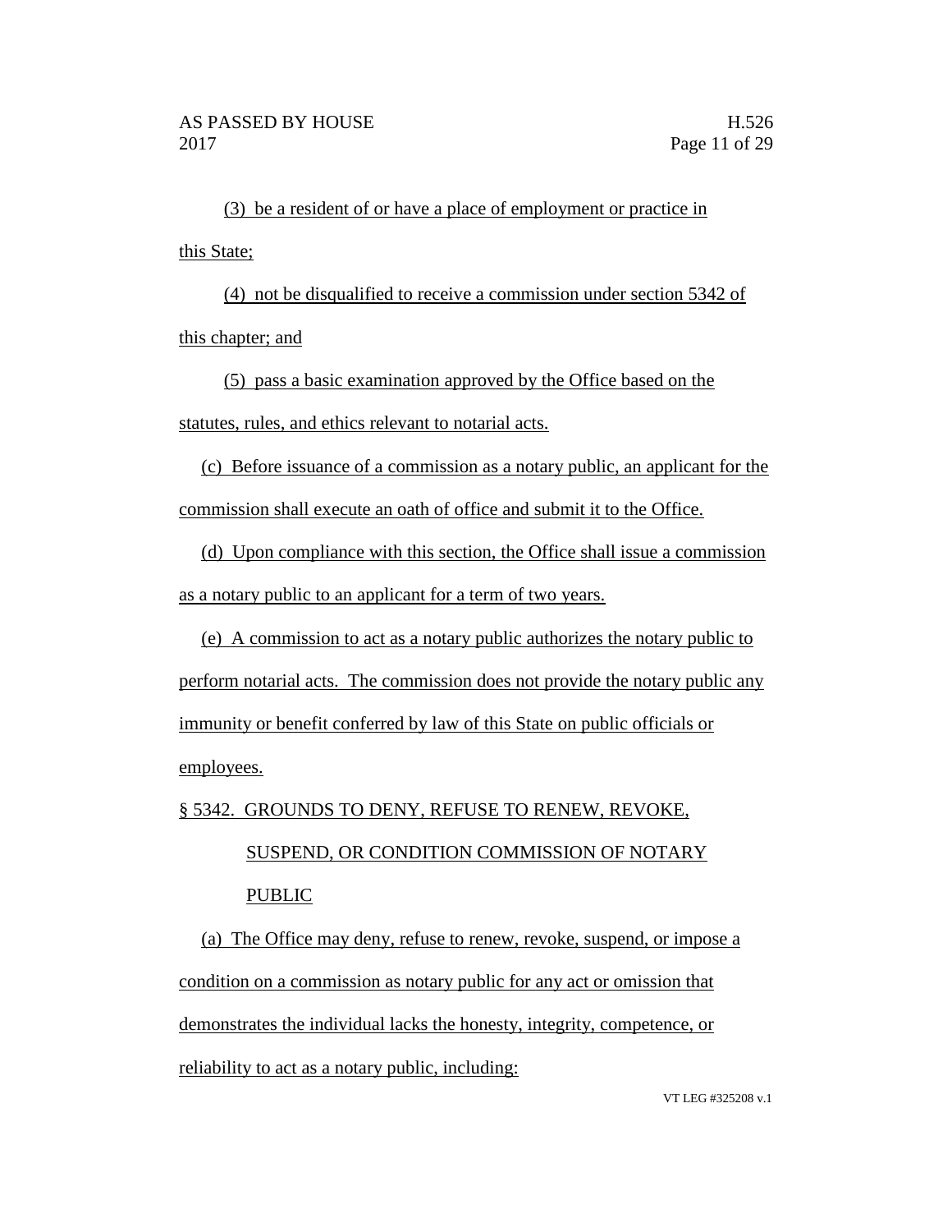(3) be a resident of or have a place of employment or practice in this State;

(4) not be disqualified to receive a commission under section 5342 of this chapter; and

(5) pass a basic examination approved by the Office based on the statutes, rules, and ethics relevant to notarial acts.

(c) Before issuance of a commission as a notary public, an applicant for the commission shall execute an oath of office and submit it to the Office.

(d) Upon compliance with this section, the Office shall issue a commission as a notary public to an applicant for a term of two years.

(e) A commission to act as a notary public authorizes the notary public to perform notarial acts. The commission does not provide the notary public any immunity or benefit conferred by law of this State on public officials or employees.

§ 5342. GROUNDS TO DENY, REFUSE TO RENEW, REVOKE, SUSPEND, OR CONDITION COMMISSION OF NOTARY PUBLIC

(a) The Office may deny, refuse to renew, revoke, suspend, or impose a condition on a commission as notary public for any act or omission that demonstrates the individual lacks the honesty, integrity, competence, or reliability to act as a notary public, including: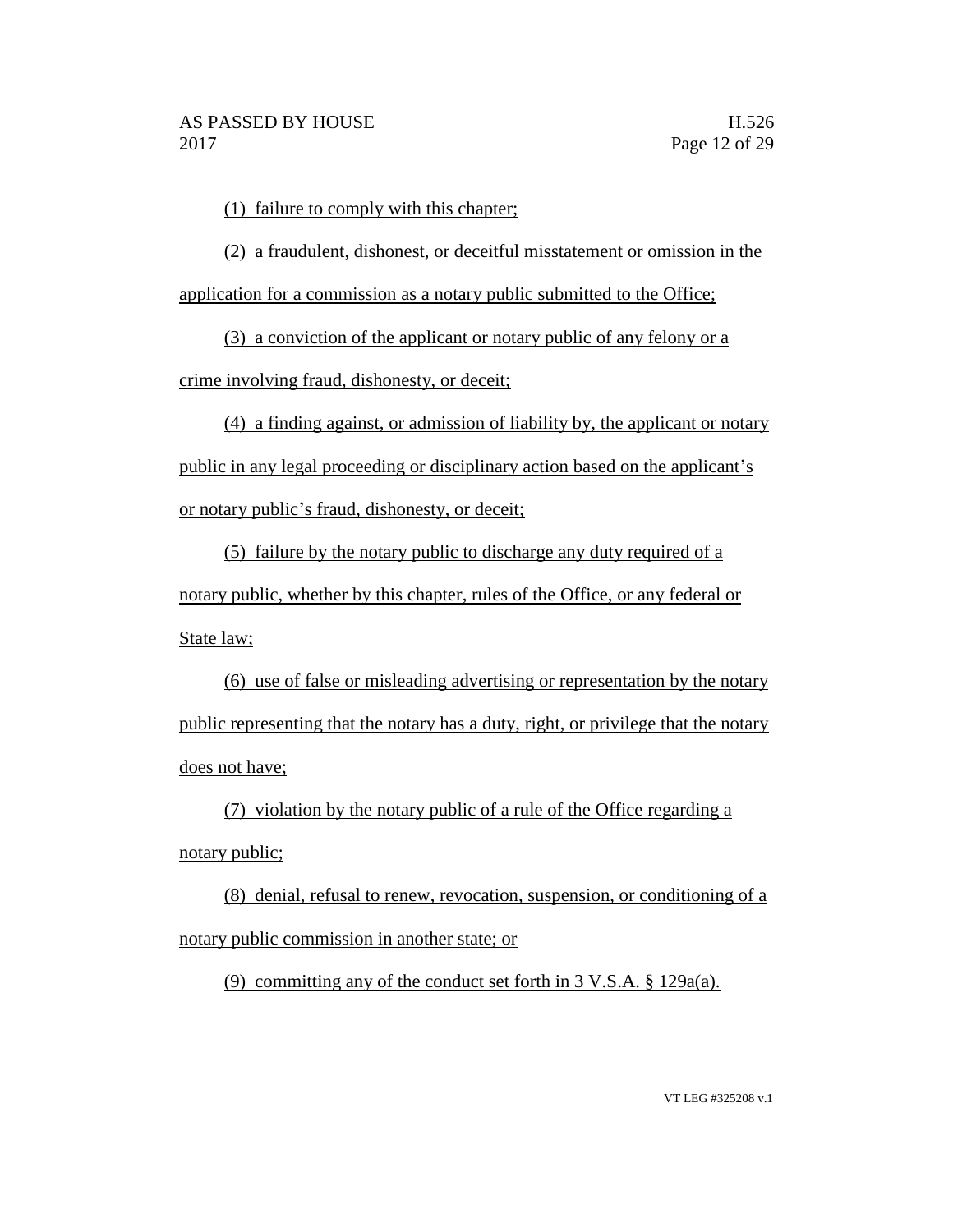(1) failure to comply with this chapter;

(2) a fraudulent, dishonest, or deceitful misstatement or omission in the application for a commission as a notary public submitted to the Office;

(3) a conviction of the applicant or notary public of any felony or a crime involving fraud, dishonesty, or deceit;

(4) a finding against, or admission of liability by, the applicant or notary public in any legal proceeding or disciplinary action based on the applicant's or notary public's fraud, dishonesty, or deceit;

(5) failure by the notary public to discharge any duty required of a notary public, whether by this chapter, rules of the Office, or any federal or State law;

(6) use of false or misleading advertising or representation by the notary public representing that the notary has a duty, right, or privilege that the notary does not have;

(7) violation by the notary public of a rule of the Office regarding a notary public;

(8) denial, refusal to renew, revocation, suspension, or conditioning of a notary public commission in another state; or

(9) committing any of the conduct set forth in 3 V.S.A. § 129a(a).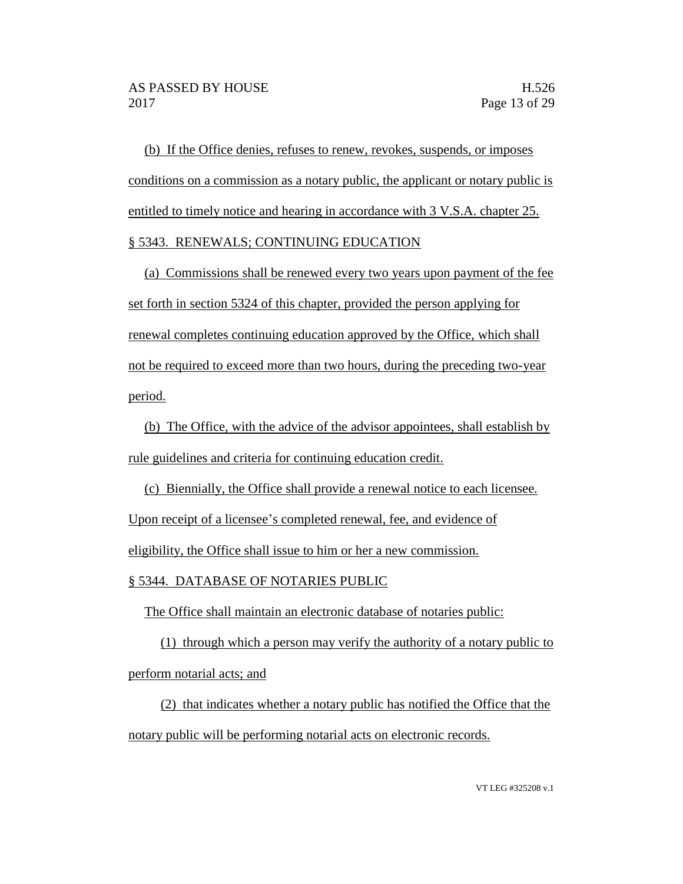(b) If the Office denies, refuses to renew, revokes, suspends, or imposes conditions on a commission as a notary public, the applicant or notary public is entitled to timely notice and hearing in accordance with 3 V.S.A. chapter 25.

§ 5343. RENEWALS; CONTINUING EDUCATION

(a) Commissions shall be renewed every two years upon payment of the fee set forth in section 5324 of this chapter, provided the person applying for renewal completes continuing education approved by the Office, which shall not be required to exceed more than two hours, during the preceding two-year period.

(b) The Office, with the advice of the advisor appointees, shall establish by rule guidelines and criteria for continuing education credit.

(c) Biennially, the Office shall provide a renewal notice to each licensee. Upon receipt of a licensee's completed renewal, fee, and evidence of eligibility, the Office shall issue to him or her a new commission.

§ 5344. DATABASE OF NOTARIES PUBLIC

The Office shall maintain an electronic database of notaries public:

(1) through which a person may verify the authority of a notary public to perform notarial acts; and

(2) that indicates whether a notary public has notified the Office that the notary public will be performing notarial acts on electronic records.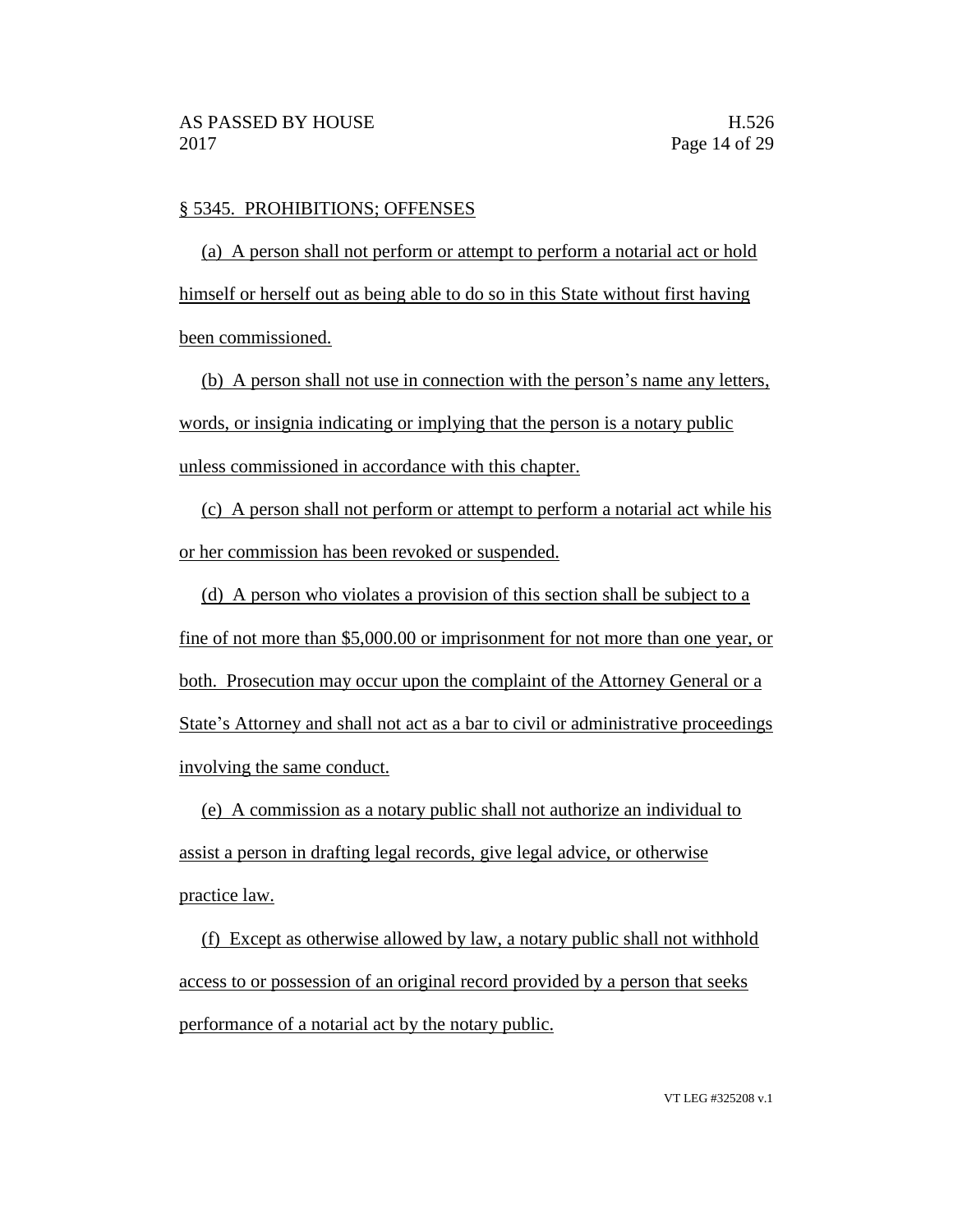§ 5345. PROHIBITIONS; OFFENSES

(a) A person shall not perform or attempt to perform a notarial act or hold himself or herself out as being able to do so in this State without first having been commissioned.

(b) A person shall not use in connection with the person's name any letters, words, or insignia indicating or implying that the person is a notary public unless commissioned in accordance with this chapter.

(c) A person shall not perform or attempt to perform a notarial act while his or her commission has been revoked or suspended.

(d) A person who violates a provision of this section shall be subject to a fine of not more than $5,000.00 or imprisonment for not more than one year, or both. Prosecution may occur upon the complaint of the Attorney General or a State's Attorney and shall not act as a bar to civil or administrative proceedings involving the same conduct.

(e) A commission as a notary public shall not authorize an individual to assist a person in drafting legal records, give legal advice, or otherwise practice law.

(f) Except as otherwise allowed by law, a notary public shall not withhold access to or possession of an original record provided by a person that seeks performance of a notarial act by the notary public.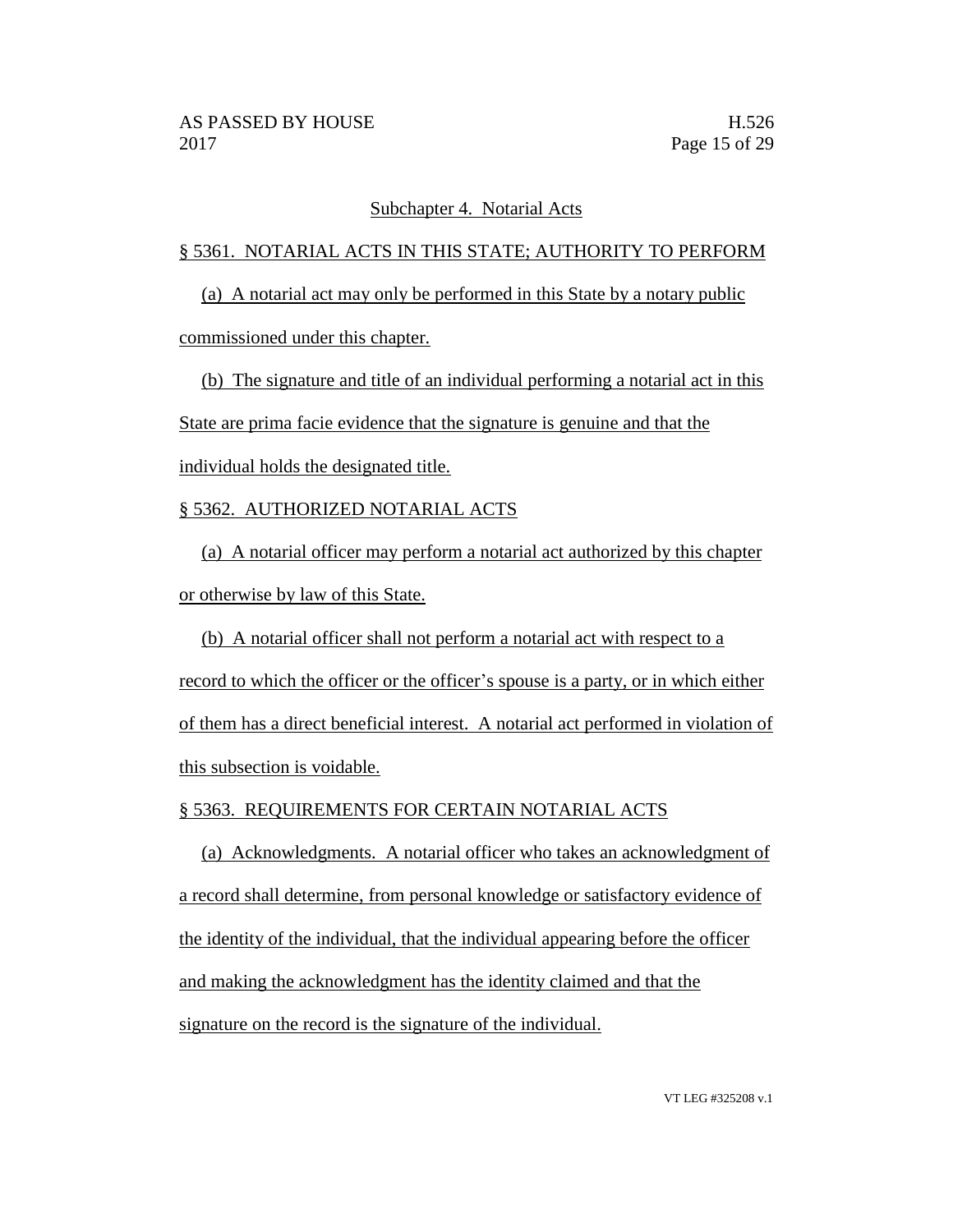## Subchapter 4. Notarial Acts

### § 5361. NOTARIAL ACTS IN THIS STATE; AUTHORITY TO PERFORM

(a) A notarial act may only be performed in this State by a notary public commissioned under this chapter.

(b) The signature and title of an individual performing a notarial act in this State are prima facie evidence that the signature is genuine and that the individual holds the designated title.

### § 5362. AUTHORIZED NOTARIAL ACTS

(a) A notarial officer may perform a notarial act authorized by this chapter or otherwise by law of this State.

(b) A notarial officer shall not perform a notarial act with respect to a record to which the officer or the officer's spouse is a party, or in which either of them has a direct beneficial interest. A notarial act performed in violation of this subsection is voidable.

### § 5363. REQUIREMENTS FOR CERTAIN NOTARIAL ACTS

(a) Acknowledgments. A notarial officer who takes an acknowledgment of a record shall determine, from personal knowledge or satisfactory evidence of the identity of the individual, that the individual appearing before the officer and making the acknowledgment has the identity claimed and that the signature on the record is the signature of the individual.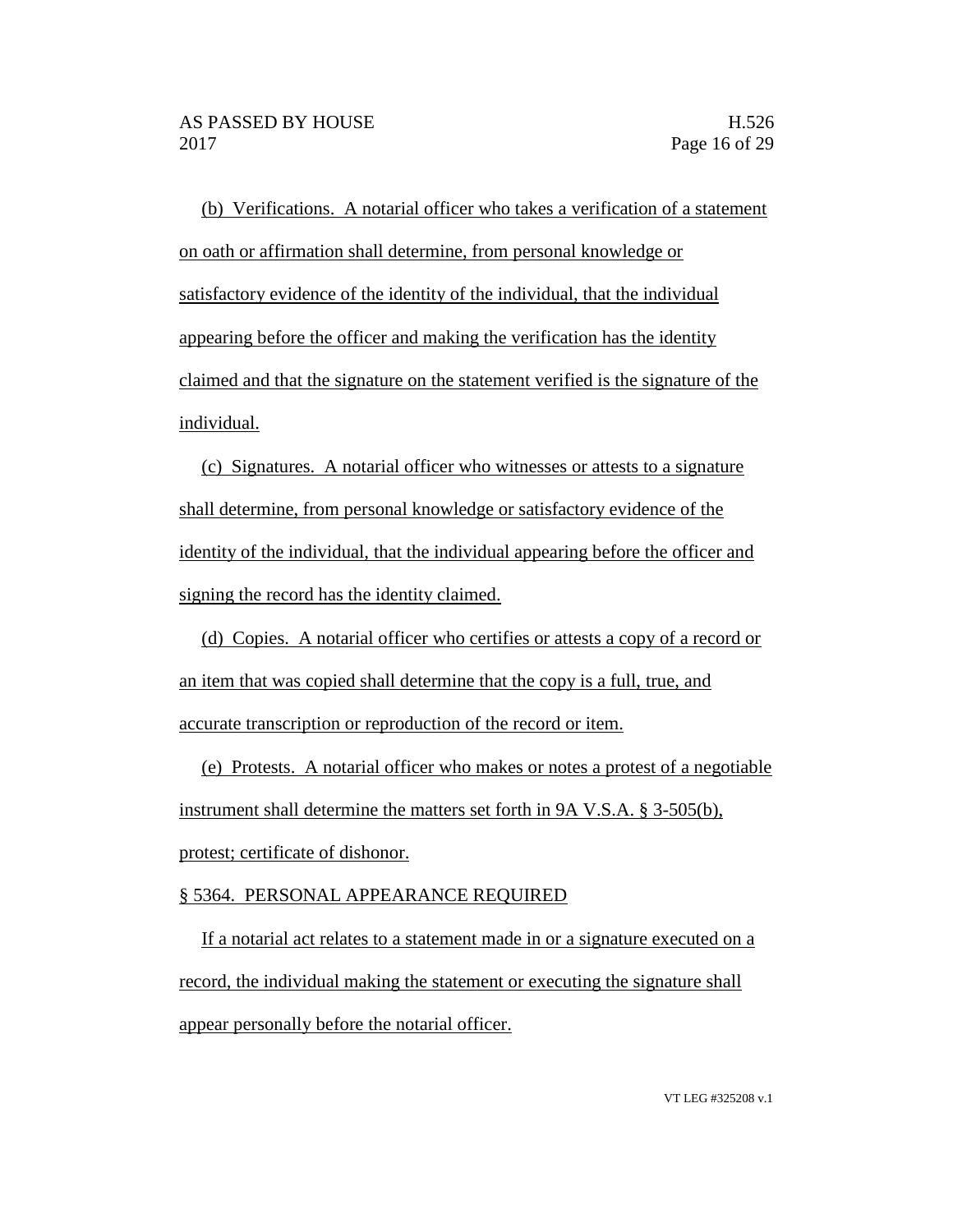(b) Verifications. A notarial officer who takes a verification of a statement on oath or affirmation shall determine, from personal knowledge or satisfactory evidence of the identity of the individual, that the individual appearing before the officer and making the verification has the identity claimed and that the signature on the statement verified is the signature of the individual.

(c) Signatures. A notarial officer who witnesses or attests to a signature shall determine, from personal knowledge or satisfactory evidence of the identity of the individual, that the individual appearing before the officer and signing the record has the identity claimed.

(d) Copies. A notarial officer who certifies or attests a copy of a record or an item that was copied shall determine that the copy is a full, true, and accurate transcription or reproduction of the record or item.

(e) Protests. A notarial officer who makes or notes a protest of a negotiable instrument shall determine the matters set forth in 9A V.S.A. § 3-505(b), protest; certificate of dishonor.

§ 5364. PERSONAL APPEARANCE REQUIRED

If a notarial act relates to a statement made in or a signature executed on a record, the individual making the statement or executing the signature shall appear personally before the notarial officer.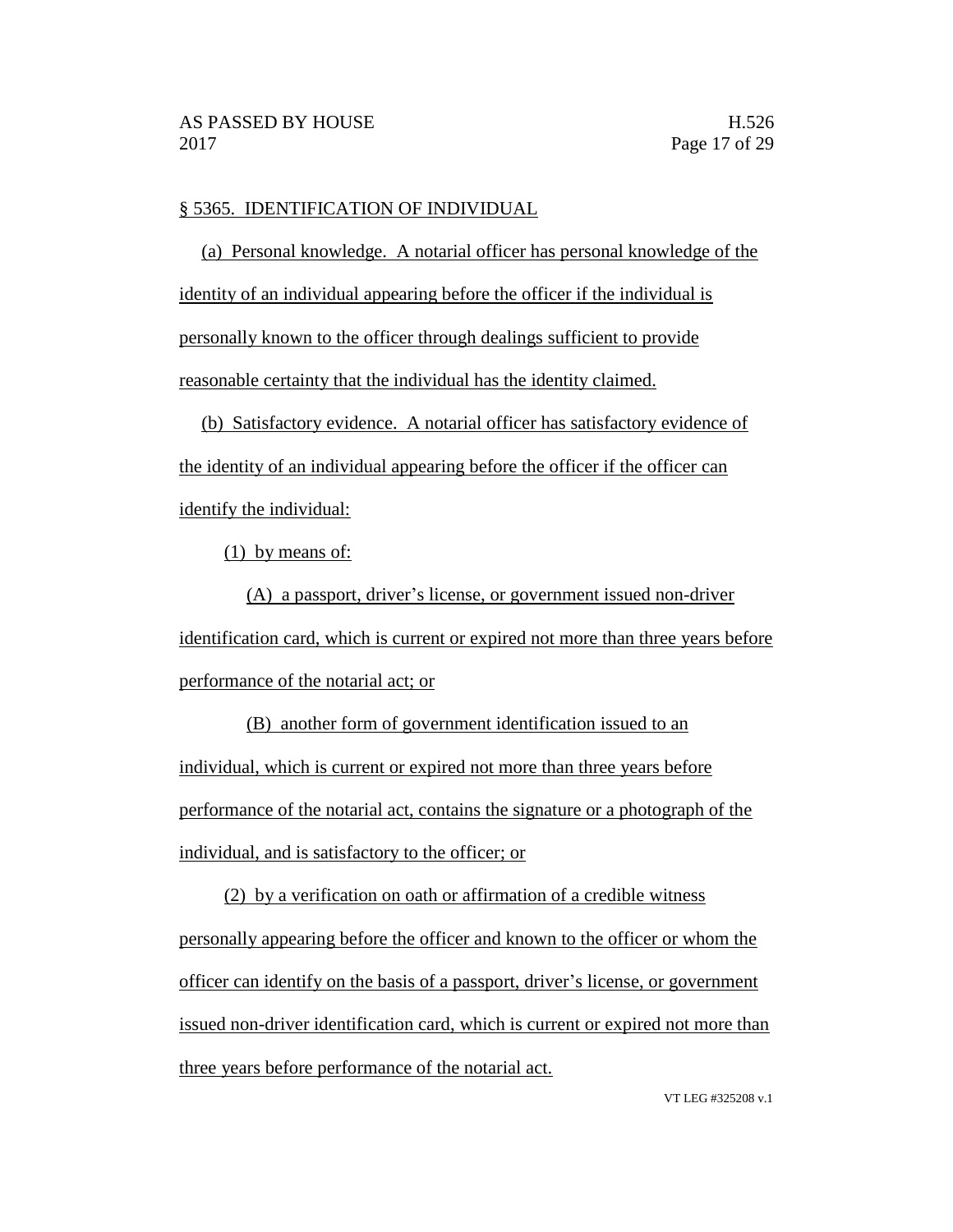§ 5365. IDENTIFICATION OF INDIVIDUAL

(a) Personal knowledge. A notarial officer has personal knowledge of the identity of an individual appearing before the officer if the individual is personally known to the officer through dealings sufficient to provide reasonable certainty that the individual has the identity claimed.

(b) Satisfactory evidence. A notarial officer has satisfactory evidence of the identity of an individual appearing before the officer if the officer can identify the individual:

(1) by means of:

(A) a passport, driver's license, or government issued non-driver identification card, which is current or expired not more than three years before performance of the notarial act; or

(B) another form of government identification issued to an individual, which is current or expired not more than three years before performance of the notarial act, contains the signature or a photograph of the individual, and is satisfactory to the officer; or

(2) by a verification on oath or affirmation of a credible witness personally appearing before the officer and known to the officer or whom the officer can identify on the basis of a passport, driver's license, or government issued non-driver identification card, which is current or expired not more than three years before performance of the notarial act.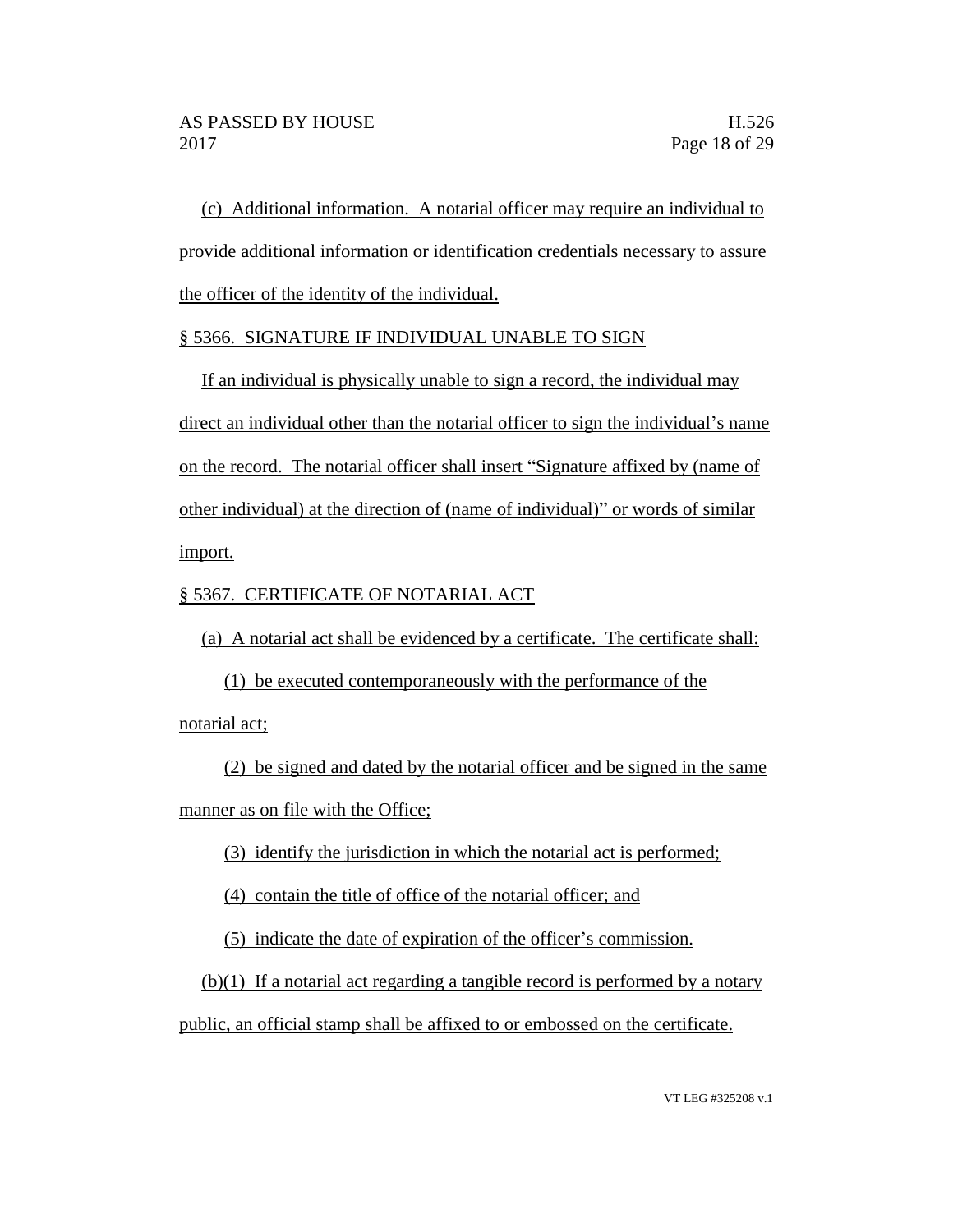(c) Additional information. A notarial officer may require an individual to provide additional information or identification credentials necessary to assure the officer of the identity of the individual.

§ 5366. SIGNATURE IF INDIVIDUAL UNABLE TO SIGN

If an individual is physically unable to sign a record, the individual may direct an individual other than the notarial officer to sign the individual's name on the record. The notarial officer shall insert "Signature affixed by (name of other individual) at the direction of (name of individual)" or words of similar import.

§ 5367. CERTIFICATE OF NOTARIAL ACT

(a) A notarial act shall be evidenced by a certificate. The certificate shall:

(1) be executed contemporaneously with the performance of the notarial act;

(2) be signed and dated by the notarial officer and be signed in the same manner as on file with the Office;

(3) identify the jurisdiction in which the notarial act is performed;

(4) contain the title of office of the notarial officer; and

(5) indicate the date of expiration of the officer's commission.

(b)(1) If a notarial act regarding a tangible record is performed by a notary public, an official stamp shall be affixed to or embossed on the certificate.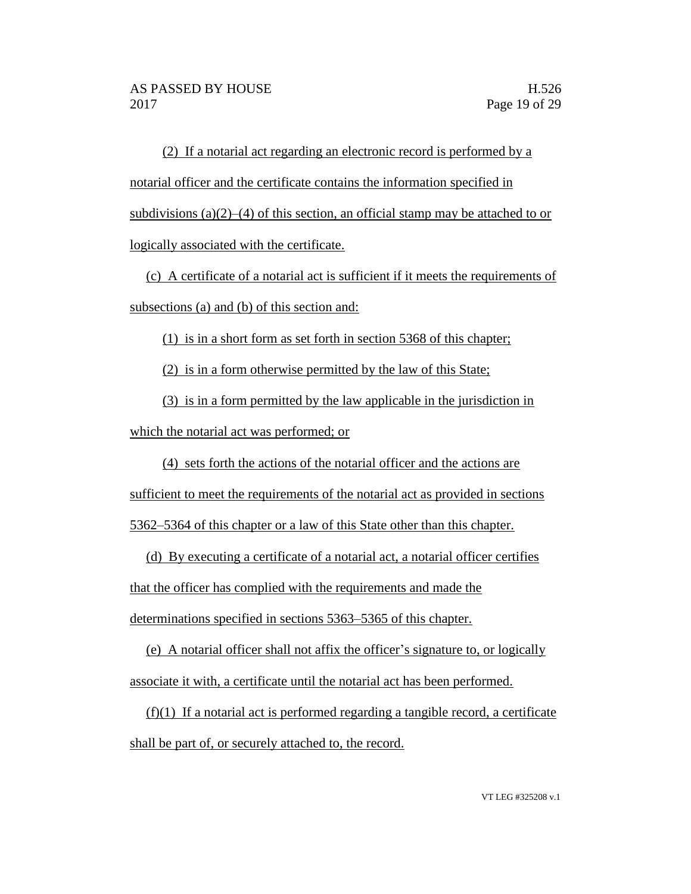(2) If a notarial act regarding an electronic record is performed by a notarial officer and the certificate contains the information specified in subdivisions (a)(2)–(4) of this section, an official stamp may be attached to or logically associated with the certificate.

(c) A certificate of a notarial act is sufficient if it meets the requirements of subsections (a) and (b) of this section and:

(1) is in a short form as set forth in section 5368 of this chapter;

(2) is in a form otherwise permitted by the law of this State;

(3) is in a form permitted by the law applicable in the jurisdiction in which the notarial act was performed; or

(4) sets forth the actions of the notarial officer and the actions are sufficient to meet the requirements of the notarial act as provided in sections 5362–5364 of this chapter or a law of this State other than this chapter.

(d) By executing a certificate of a notarial act, a notarial officer certifies that the officer has complied with the requirements and made the determinations specified in sections 5363–5365 of this chapter.

(e) A notarial officer shall not affix the officer's signature to, or logically associate it with, a certificate until the notarial act has been performed.

(f)(1) If a notarial act is performed regarding a tangible record, a certificate shall be part of, or securely attached to, the record.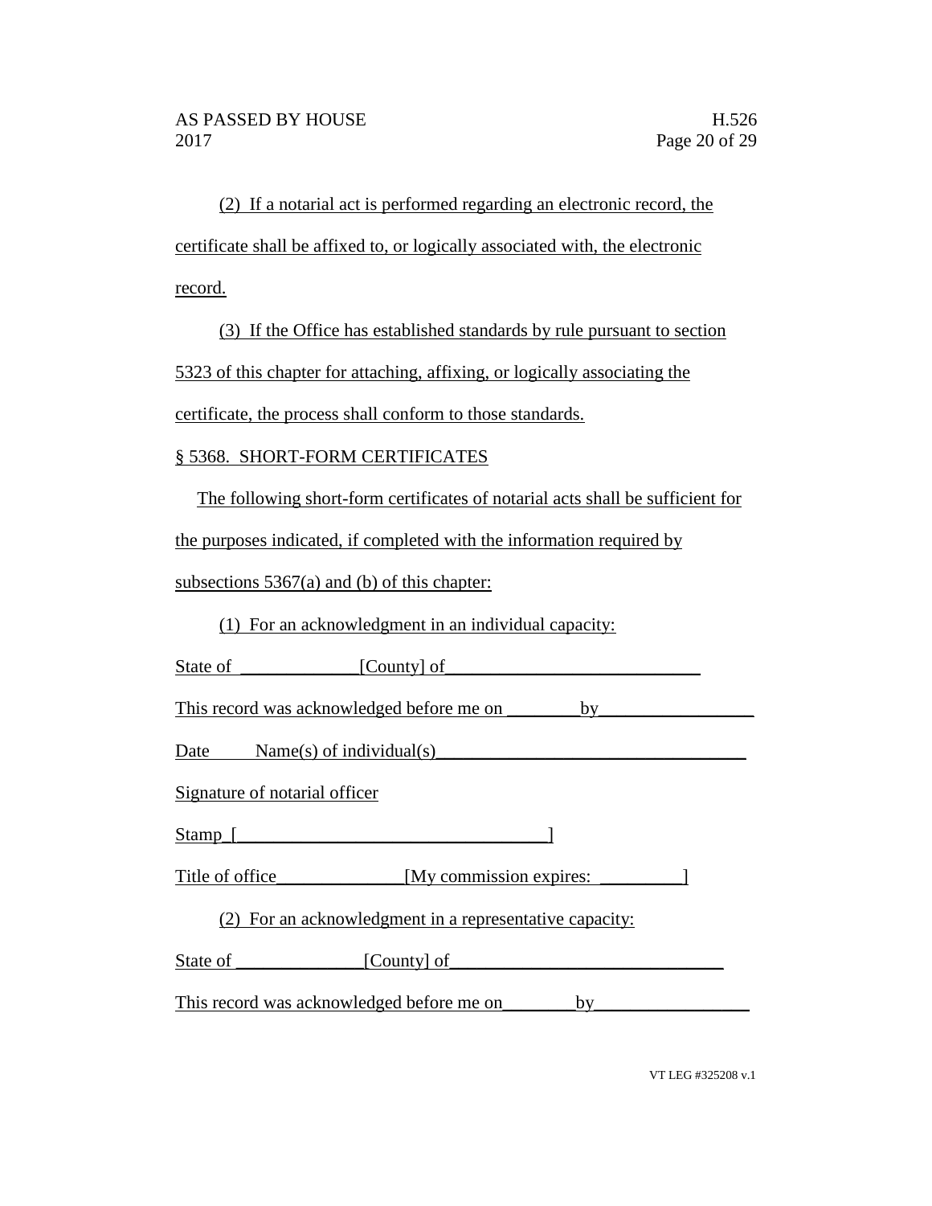(2) If a notarial act is performed regarding an electronic record, the certificate shall be affixed to, or logically associated with, the electronic record.

(3) If the Office has established standards by rule pursuant to section 5323 of this chapter for attaching, affixing, or logically associating the certificate, the process shall conform to those standards.

§ 5368. SHORT-FORM CERTIFICATES

The following short-form certificates of notarial acts shall be sufficient for the purposes indicated, if completed with the information required by subsections 5367(a) and (b) of this chapter:

(1) For an acknowledgment in an individual capacity:

State of _____________[County] of____________________________

This record was acknowledged before me on ________by_________________

Date Name(s) of individual(s)__________________________________

Signature of notarial officer

Stamp [__________________________________]

Title of office_____________[My commission expires: _________]

(2) For an acknowledgment in a representative capacity:

State of ______________[County] of______________________________

This record was acknowledged before me on________by_________________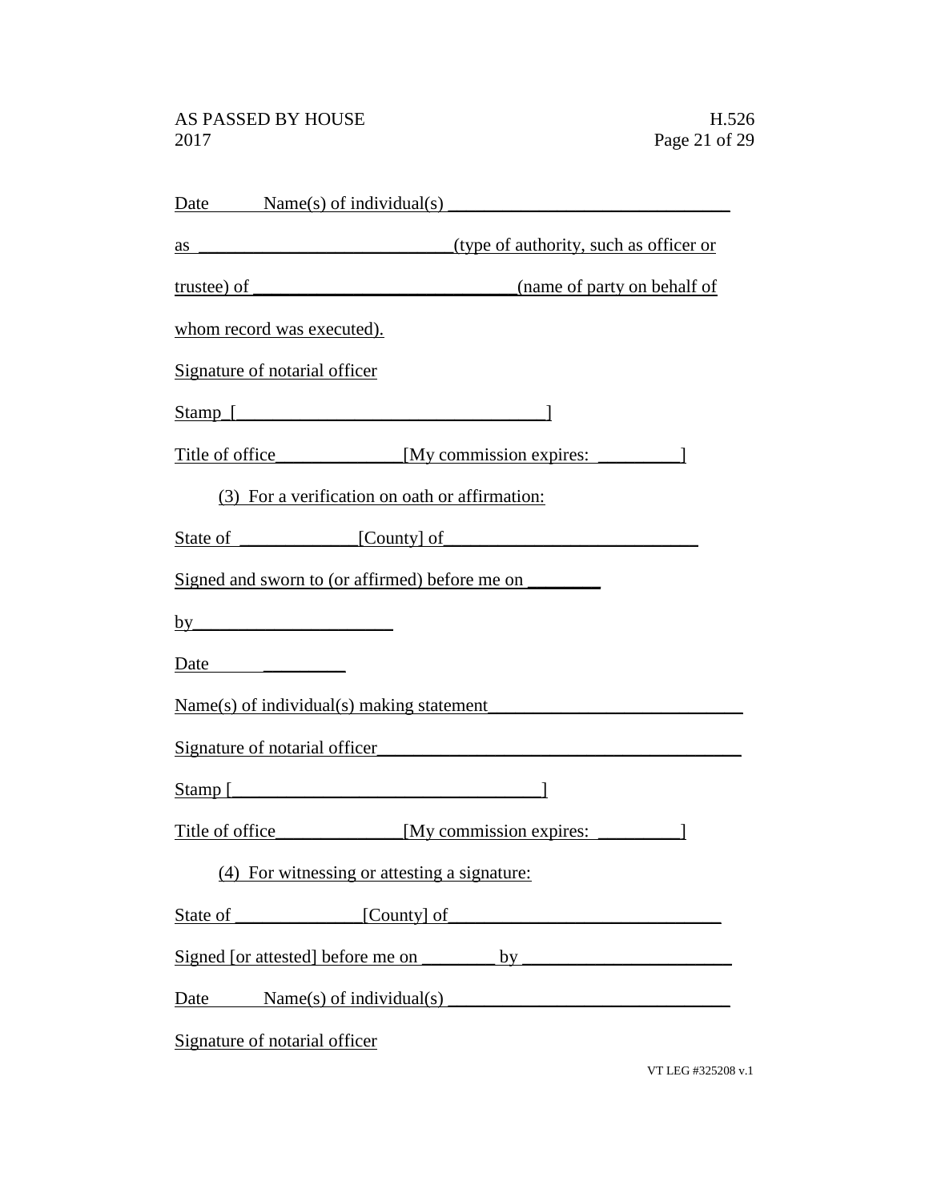Date Name(s) of individual(s) ______________________________

as ___________________________(type of authority, such as officer or

trustee) of ____________________________(name of party on behalf of

whom record was executed).

Signature of notarial officer

Stamp [_________________________________]

Title of office_____________[My commission expires: _________]

(3) For a verification on oath or affirmation:

State of ____________[County] of___________________________

Signed and sworn to (or affirmed) before me on ________

by_____________________

Date _________

Name(s) of individual(s) making statement___________________________

Signature of notarial officer_______________________________________

Stamp [_________________________________]

Title of office_____________[My commission expires: _________]

(4) For witnessing or attesting a signature:

State of _____________[County] of_____________________________

Signed [or attested] before me on ________ by ______________________

Date Name(s) of individual(s) ______________________________

Signature of notarial officer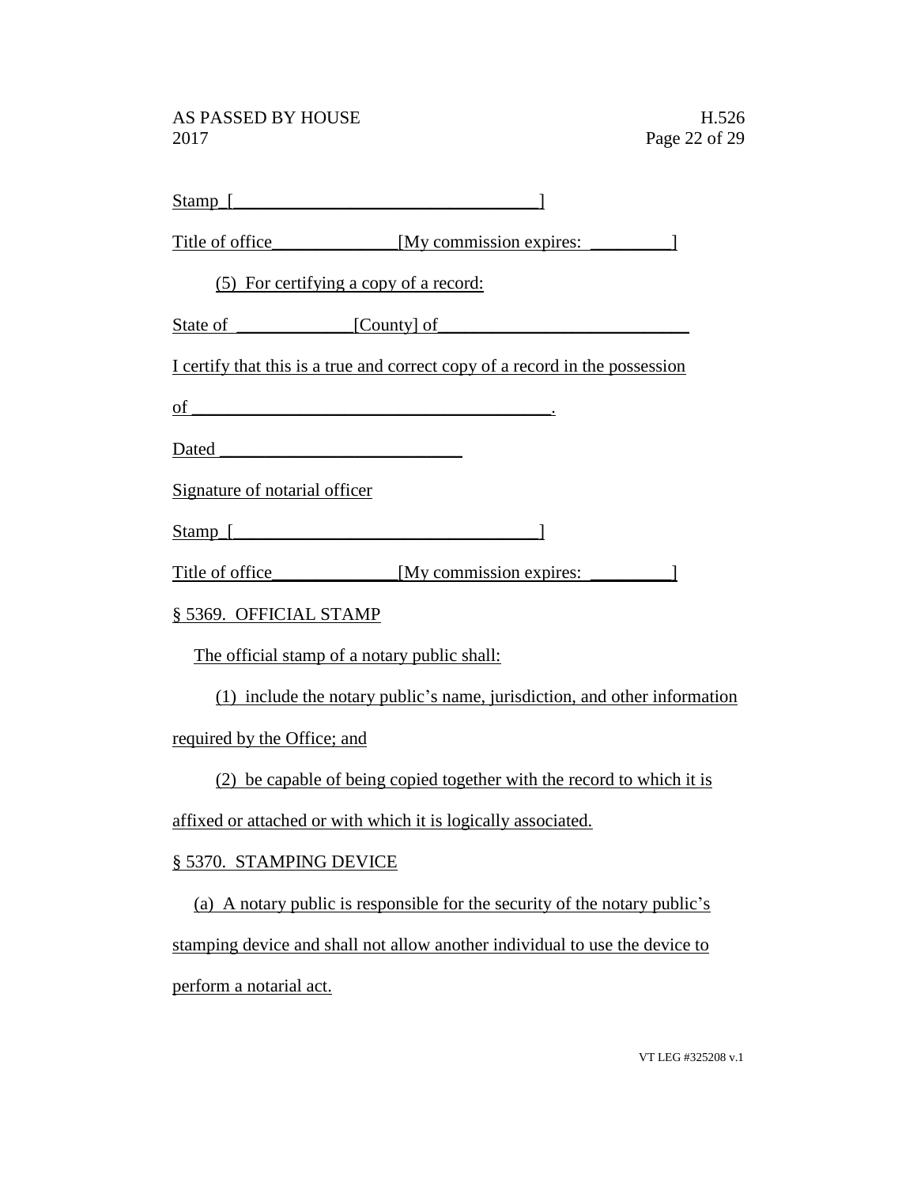Stamp [________________________________]

Title of office_____________[My commission expires: ________]

(5) For certifying a copy of a record:

State of _____________[County] of___________________________

I certify that this is a true and correct copy of a record in the possession

of _______________________________________.

Dated __________________________

Signature of notarial officer

Stamp [________________________________]

Title of office_____________[My commission expires: ________]

§ 5369. OFFICIAL STAMP

The official stamp of a notary public shall:

(1) include the notary public's name, jurisdiction, and other information required by the Office; and

(2) be capable of being copied together with the record to which it is affixed or attached or with which it is logically associated.

§ 5370. STAMPING DEVICE

(a) A notary public is responsible for the security of the notary public's stamping device and shall not allow another individual to use the device to perform a notarial act.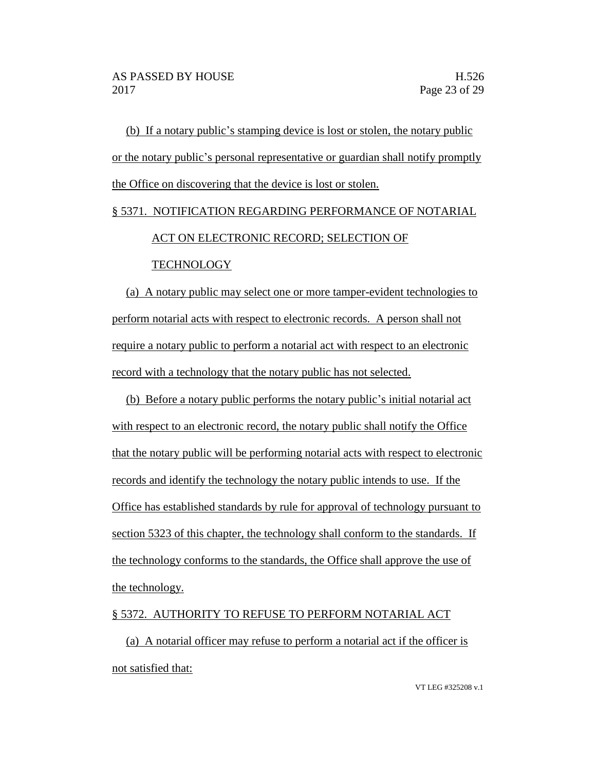(b) If a notary public's stamping device is lost or stolen, the notary public or the notary public's personal representative or guardian shall notify promptly the Office on discovering that the device is lost or stolen.

§ 5371. NOTIFICATION REGARDING PERFORMANCE OF NOTARIAL ACT ON ELECTRONIC RECORD; SELECTION OF TECHNOLOGY

(a) A notary public may select one or more tamper-evident technologies to perform notarial acts with respect to electronic records. A person shall not require a notary public to perform a notarial act with respect to an electronic record with a technology that the notary public has not selected.

(b) Before a notary public performs the notary public's initial notarial act with respect to an electronic record, the notary public shall notify the Office that the notary public will be performing notarial acts with respect to electronic records and identify the technology the notary public intends to use. If the Office has established standards by rule for approval of technology pursuant to section 5323 of this chapter, the technology shall conform to the standards. If the technology conforms to the standards, the Office shall approve the use of the technology.

§ 5372. AUTHORITY TO REFUSE TO PERFORM NOTARIAL ACT

(a) A notarial officer may refuse to perform a notarial act if the officer is not satisfied that: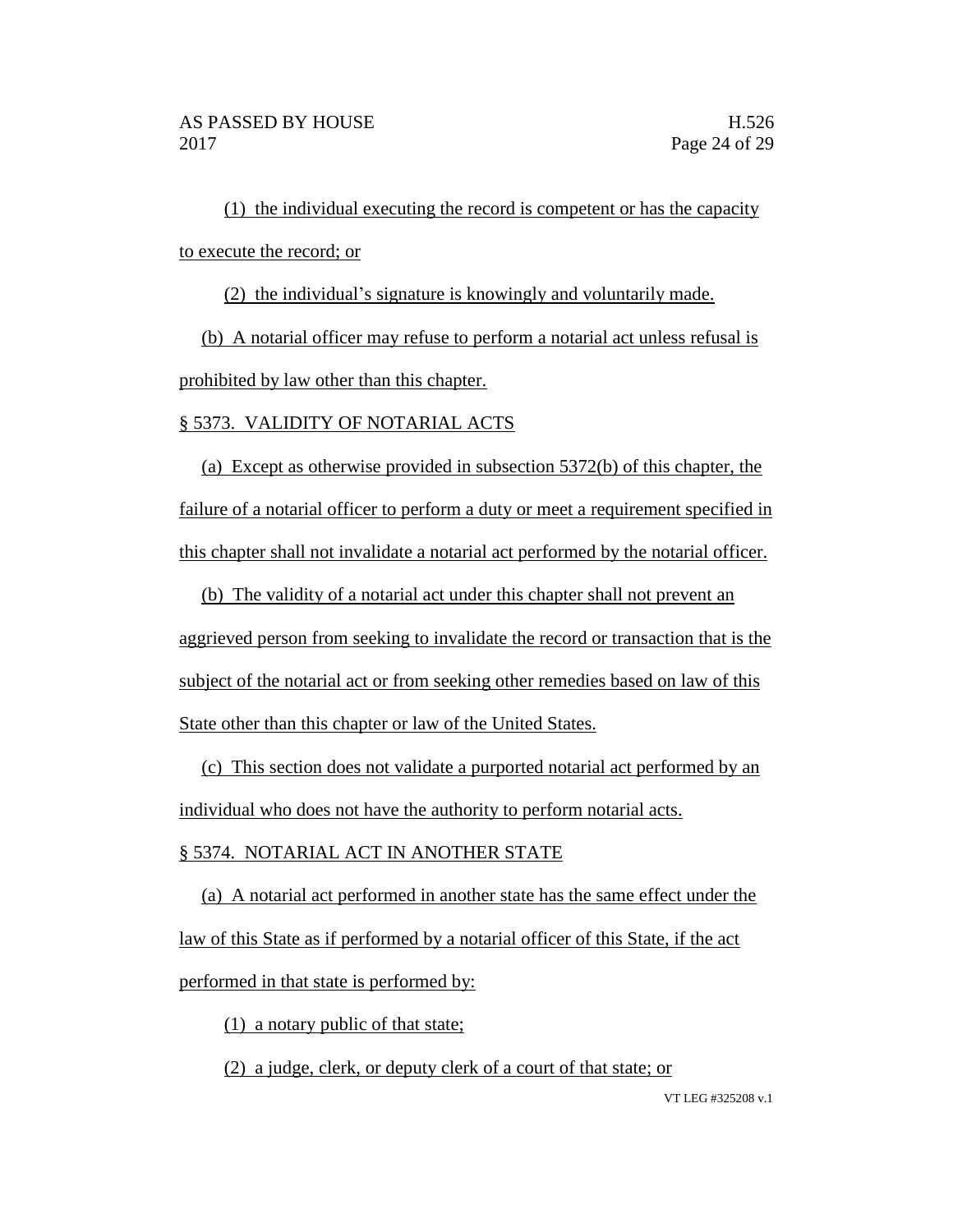(1) the individual executing the record is competent or has the capacity to execute the record; or

(2) the individual's signature is knowingly and voluntarily made.

(b) A notarial officer may refuse to perform a notarial act unless refusal is prohibited by law other than this chapter.

§ 5373. VALIDITY OF NOTARIAL ACTS

(a) Except as otherwise provided in subsection 5372(b) of this chapter, the failure of a notarial officer to perform a duty or meet a requirement specified in this chapter shall not invalidate a notarial act performed by the notarial officer.

(b) The validity of a notarial act under this chapter shall not prevent an aggrieved person from seeking to invalidate the record or transaction that is the subject of the notarial act or from seeking other remedies based on law of this State other than this chapter or law of the United States.

(c) This section does not validate a purported notarial act performed by an individual who does not have the authority to perform notarial acts.

§ 5374. NOTARIAL ACT IN ANOTHER STATE

(a) A notarial act performed in another state has the same effect under the law of this State as if performed by a notarial officer of this State, if the act performed in that state is performed by:

(1) a notary public of that state;

(2) a judge, clerk, or deputy clerk of a court of that state; or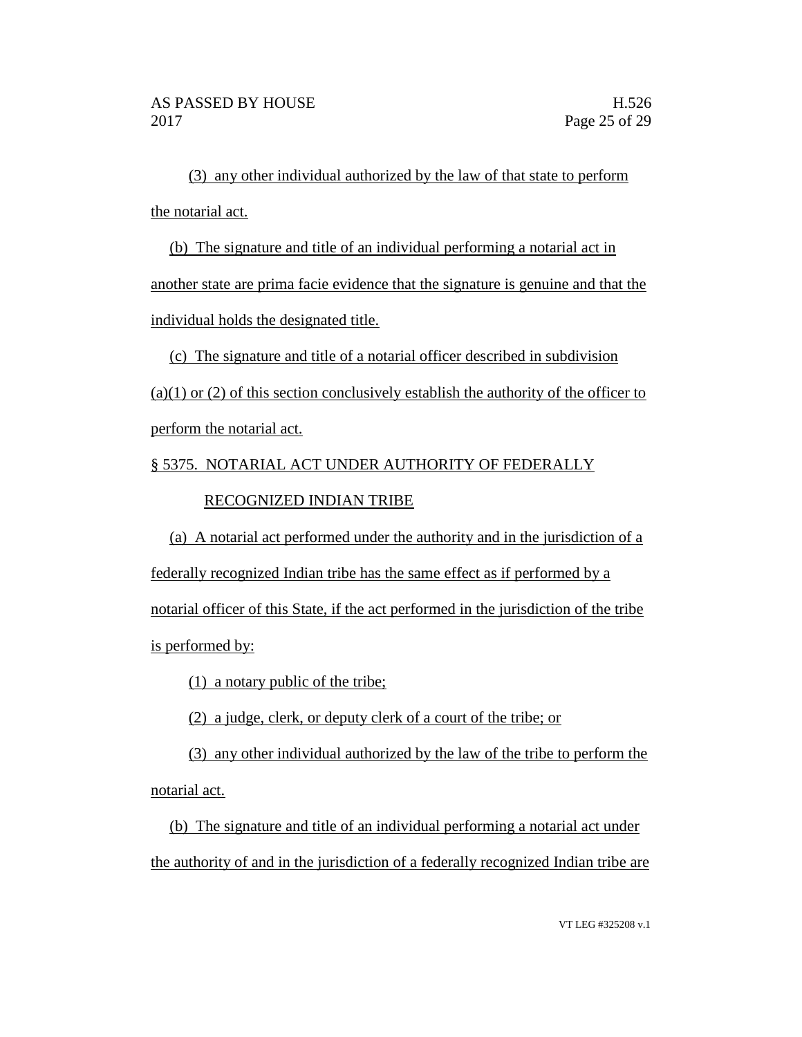(3) any other individual authorized by the law of that state to perform the notarial act.

(b) The signature and title of an individual performing a notarial act in another state are prima facie evidence that the signature is genuine and that the individual holds the designated title.

(c) The signature and title of a notarial officer described in subdivision (a)(1) or (2) of this section conclusively establish the authority of the officer to perform the notarial act.

§ 5375. NOTARIAL ACT UNDER AUTHORITY OF FEDERALLY RECOGNIZED INDIAN TRIBE

(a) A notarial act performed under the authority and in the jurisdiction of a federally recognized Indian tribe has the same effect as if performed by a notarial officer of this State, if the act performed in the jurisdiction of the tribe is performed by:

(1) a notary public of the tribe;

(2) a judge, clerk, or deputy clerk of a court of the tribe; or

(3) any other individual authorized by the law of the tribe to perform the notarial act.

(b) The signature and title of an individual performing a notarial act under the authority of and in the jurisdiction of a federally recognized Indian tribe are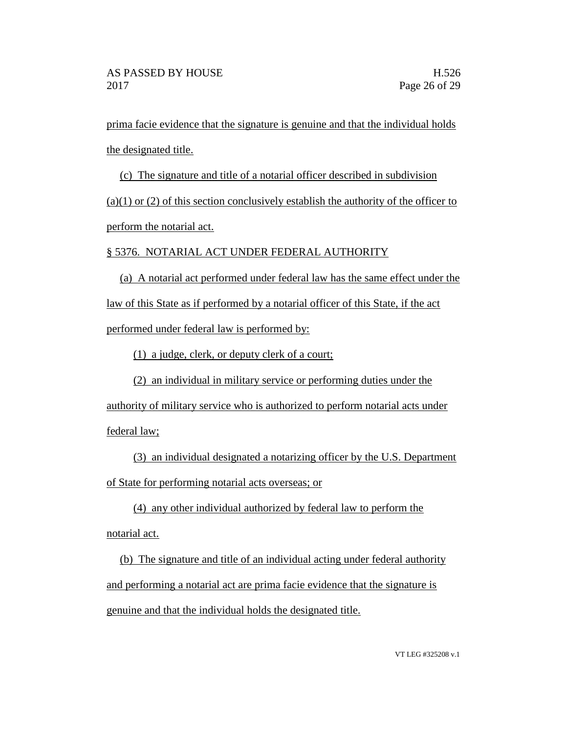prima facie evidence that the signature is genuine and that the individual holds the designated title.

(c) The signature and title of a notarial officer described in subdivision (a)(1) or (2) of this section conclusively establish the authority of the officer to perform the notarial act.

§ 5376. NOTARIAL ACT UNDER FEDERAL AUTHORITY

(a) A notarial act performed under federal law has the same effect under the law of this State as if performed by a notarial officer of this State, if the act performed under federal law is performed by:

(1) a judge, clerk, or deputy clerk of a court;

(2) an individual in military service or performing duties under the authority of military service who is authorized to perform notarial acts under federal law;

(3) an individual designated a notarizing officer by the U.S. Department of State for performing notarial acts overseas; or

(4) any other individual authorized by federal law to perform the notarial act.

(b) The signature and title of an individual acting under federal authority and performing a notarial act are prima facie evidence that the signature is genuine and that the individual holds the designated title.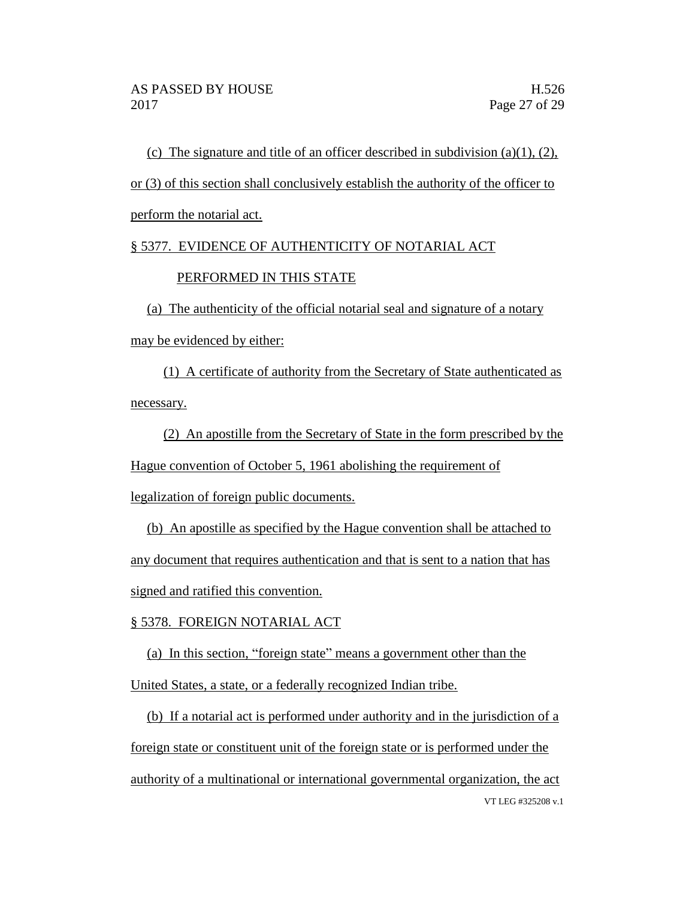(c) The signature and title of an officer described in subdivision (a)(1), (2), or (3) of this section shall conclusively establish the authority of the officer to perform the notarial act.

§ 5377. EVIDENCE OF AUTHENTICITY OF NOTARIAL ACT PERFORMED IN THIS STATE

(a) The authenticity of the official notarial seal and signature of a notary may be evidenced by either:

(1) A certificate of authority from the Secretary of State authenticated as necessary.

(2) An apostille from the Secretary of State in the form prescribed by the Hague convention of October 5, 1961 abolishing the requirement of legalization of foreign public documents.

(b) An apostille as specified by the Hague convention shall be attached to any document that requires authentication and that is sent to a nation that has signed and ratified this convention.

§ 5378. FOREIGN NOTARIAL ACT

(a) In this section, "foreign state" means a government other than the United States, a state, or a federally recognized Indian tribe.

(b) If a notarial act is performed under authority and in the jurisdiction of a foreign state or constituent unit of the foreign state or is performed under the authority of a multinational or international governmental organization, the act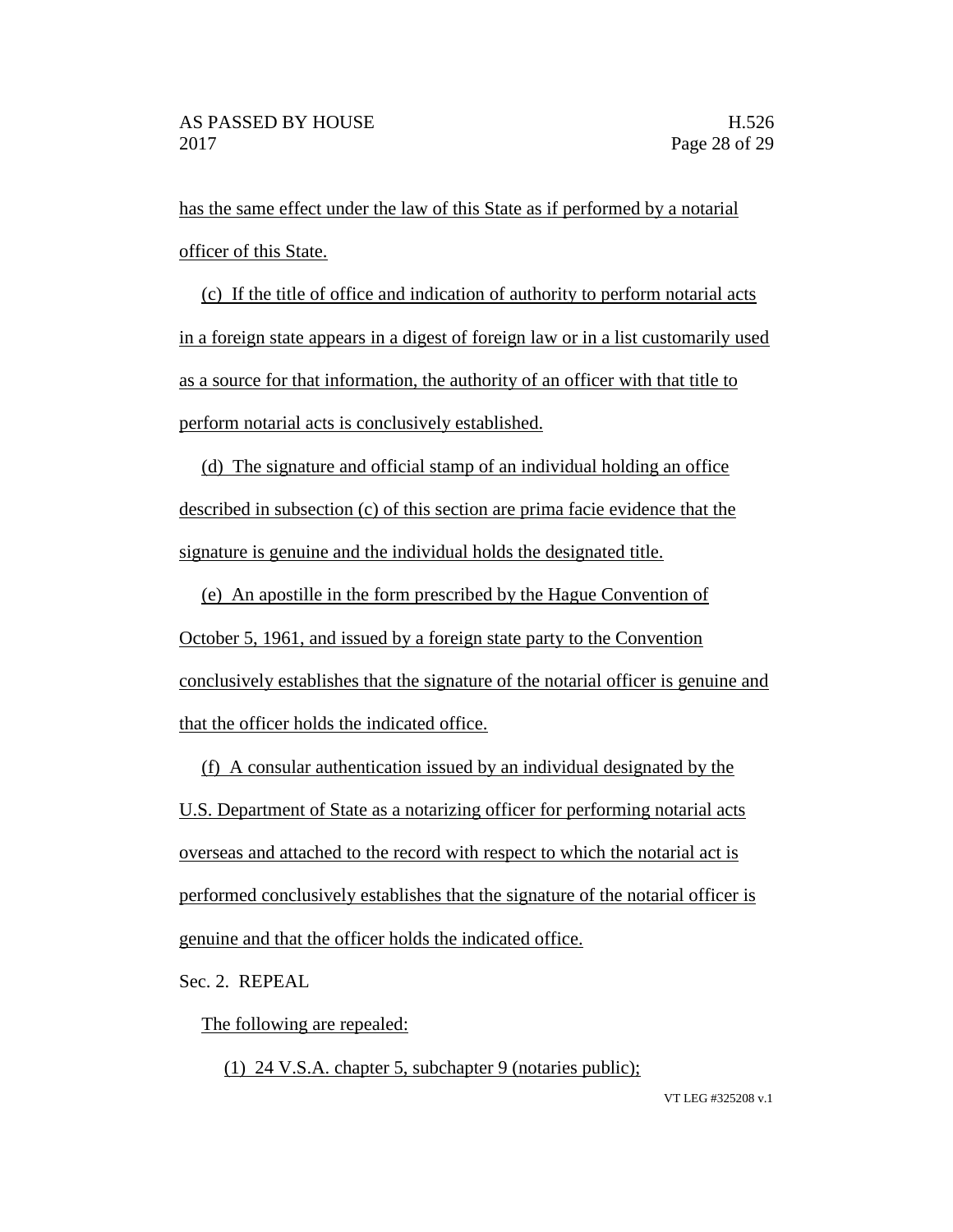has the same effect under the law of this State as if performed by a notarial officer of this State.

(c) If the title of office and indication of authority to perform notarial acts in a foreign state appears in a digest of foreign law or in a list customarily used as a source for that information, the authority of an officer with that title to perform notarial acts is conclusively established.

(d) The signature and official stamp of an individual holding an office described in subsection (c) of this section are prima facie evidence that the signature is genuine and the individual holds the designated title.

(e) An apostille in the form prescribed by the Hague Convention of October 5, 1961, and issued by a foreign state party to the Convention conclusively establishes that the signature of the notarial officer is genuine and that the officer holds the indicated office.

(f) A consular authentication issued by an individual designated by the U.S. Department of State as a notarizing officer for performing notarial acts overseas and attached to the record with respect to which the notarial act is performed conclusively establishes that the signature of the notarial officer is genuine and that the officer holds the indicated office.

Sec. 2. REPEAL

The following are repealed:

(1) 24 V.S.A. chapter 5, subchapter 9 (notaries public);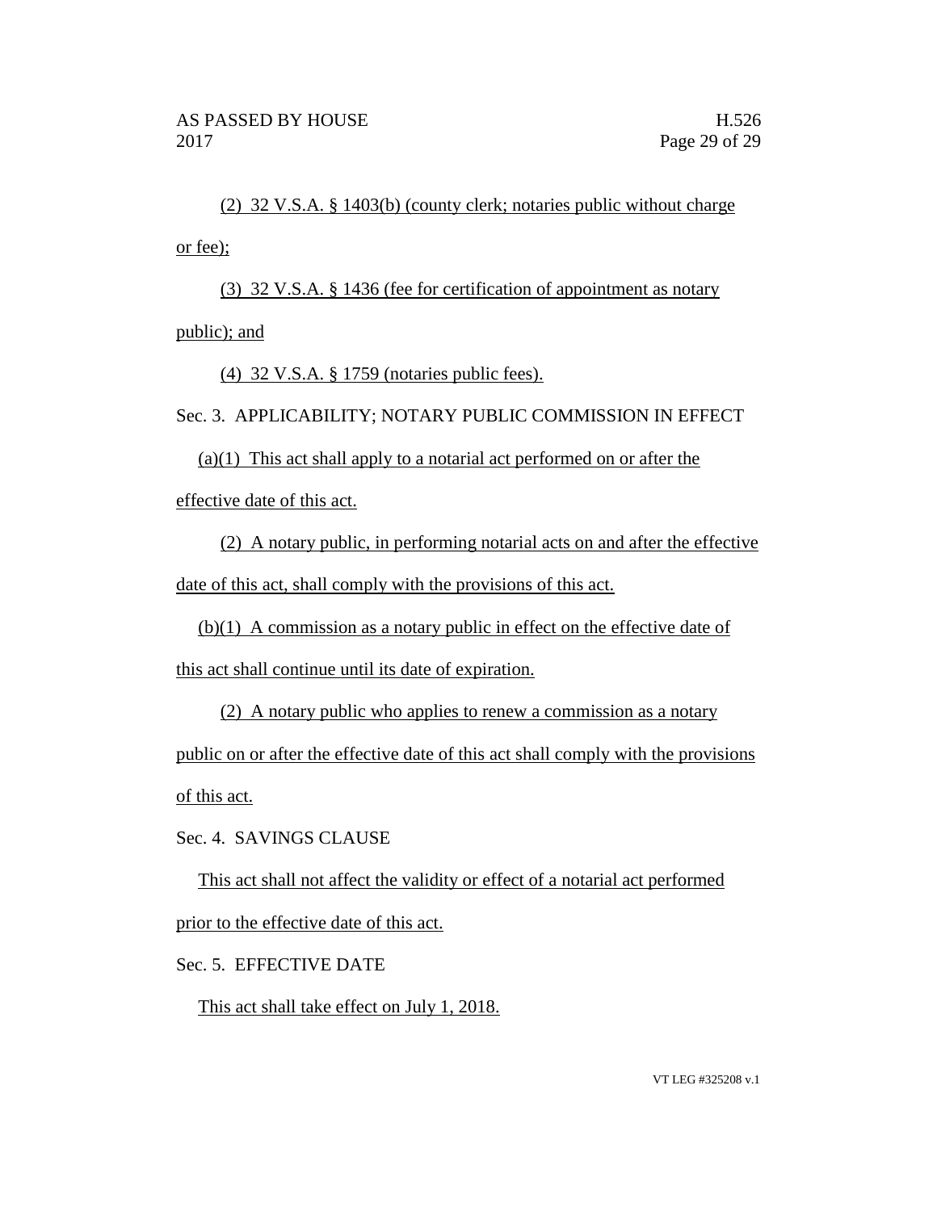(2) 32 V.S.A. § 1403(b) (county clerk; notaries public without charge or fee);

(3) 32 V.S.A. § 1436 (fee for certification of appointment as notary public); and

(4) 32 V.S.A. § 1759 (notaries public fees).

Sec. 3. APPLICABILITY; NOTARY PUBLIC COMMISSION IN EFFECT

(a)(1) This act shall apply to a notarial act performed on or after the effective date of this act.

(2) A notary public, in performing notarial acts on and after the effective date of this act, shall comply with the provisions of this act.

(b)(1) A commission as a notary public in effect on the effective date of this act shall continue until its date of expiration.

(2) A notary public who applies to renew a commission as a notary public on or after the effective date of this act shall comply with the provisions of this act.

Sec. 4. SAVINGS CLAUSE

This act shall not affect the validity or effect of a notarial act performed prior to the effective date of this act.

Sec. 5. EFFECTIVE DATE

This act shall take effect on July 1, 2018.